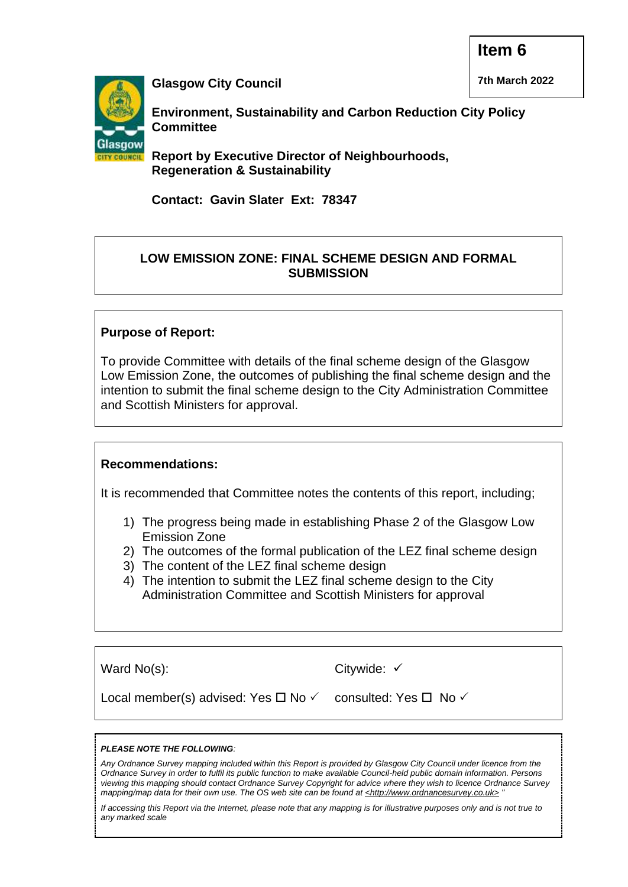**Item 6**

**7th March 2022**

**Glasgow City Council**

**Environment, Sustainability and Carbon Reduction City Policy Committee**

**Report by Executive Director of Neighbourhoods, Regeneration & Sustainability**

**Contact: Gavin Slater Ext: 78347**

## LOW EMISSION ZONE: FINAL SCHEME DESIGN AND FORMAL SUBMISSION

**Purpose of Report:**

To provide Committee with details of the final scheme design of the Glasgow Low Emission Zone, the outcomes of publishing the final scheme design and the intention to submit the final scheme design to the City Administration Committee and Scottish Ministers for approval.

**Recommendations:**

It is recommended that Committee notes the contents of this report, including;

1) The progress being made in establishing Phase 2 of the Glasgow Low Emission Zone
2) The outcomes of the formal publication of the LEZ final scheme design
3) The content of the LEZ final scheme design
4) The intention to submit the LEZ final scheme design to the City Administration Committee and Scottish Ministers for approval

Ward No(s): Citywide: ✓

Local member(s) advised: Yes ☐ No ✓ consulted: Yes ☐ No ✓

***PLEASE NOTE THE FOLLOWING:***

*Any Ordnance Survey mapping included within this Report is provided by Glasgow City Council under licence from the Ordnance Survey in order to fulfil its public function to make available Council-held public domain information. Persons viewing this mapping should contact Ordnance Survey Copyright for advice where they wish to licence Ordnance Survey mapping/map data for their own use. The OS web site can be found at <http://www.ordnancesurvey.co.uk> "*

*If accessing this Report via the Internet, please note that any mapping is for illustrative purposes only and is not true to any marked scale*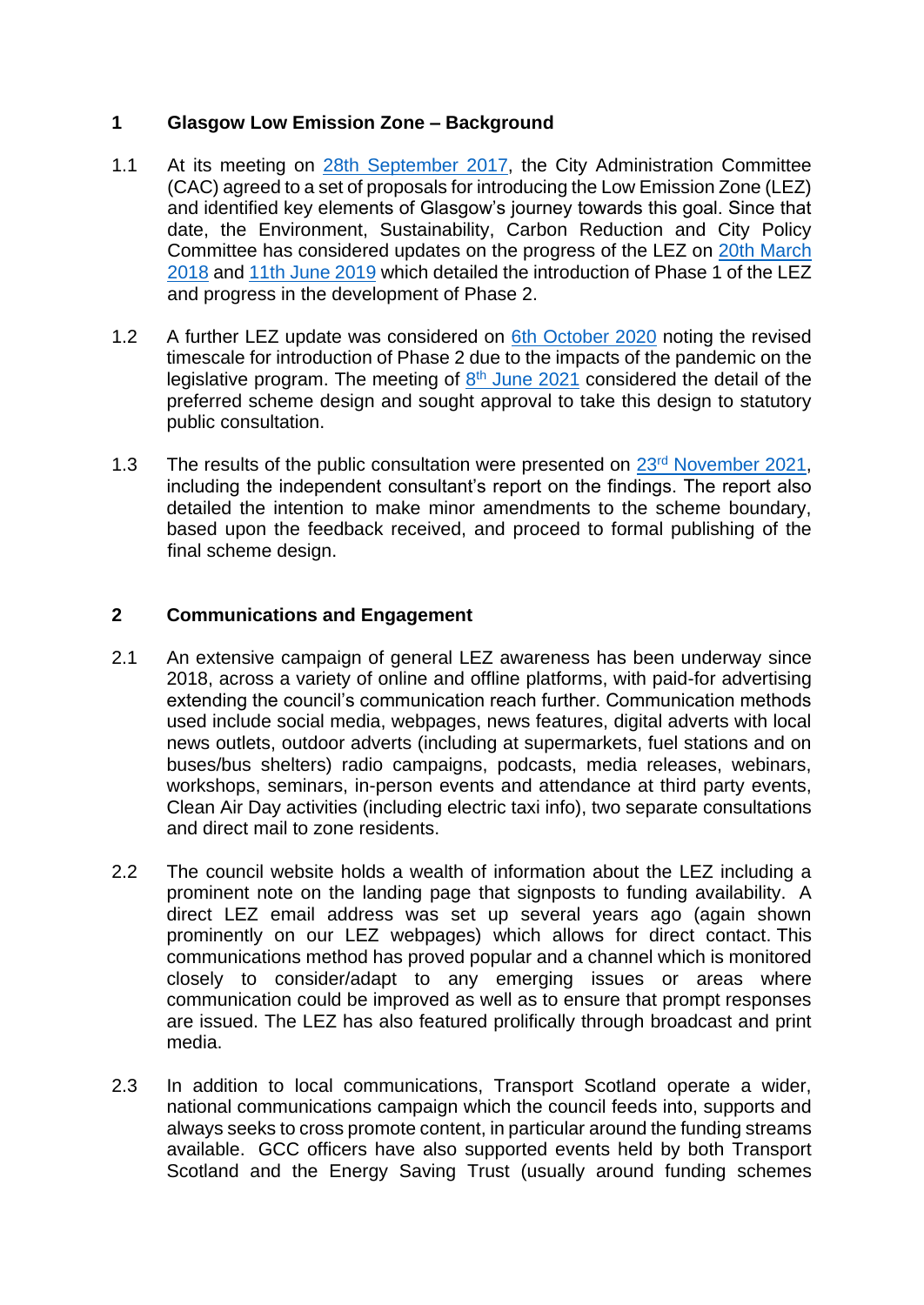## 1 Glasgow Low Emission Zone – Background

1.1 At its meeting on 28th September 2017, the City Administration Committee (CAC) agreed to a set of proposals for introducing the Low Emission Zone (LEZ) and identified key elements of Glasgow's journey towards this goal. Since that date, the Environment, Sustainability, Carbon Reduction and City Policy Committee has considered updates on the progress of the LEZ on 20th March 2018 and 11th June 2019 which detailed the introduction of Phase 1 of the LEZ and progress in the development of Phase 2.

1.2 A further LEZ update was considered on 6th October 2020 noting the revised timescale for introduction of Phase 2 due to the impacts of the pandemic on the legislative program. The meeting of 8th June 2021 considered the detail of the preferred scheme design and sought approval to take this design to statutory public consultation.

1.3 The results of the public consultation were presented on 23rd November 2021, including the independent consultant's report on the findings. The report also detailed the intention to make minor amendments to the scheme boundary, based upon the feedback received, and proceed to formal publishing of the final scheme design.

## 2 Communications and Engagement

2.1 An extensive campaign of general LEZ awareness has been underway since 2018, across a variety of online and offline platforms, with paid-for advertising extending the council's communication reach further. Communication methods used include social media, webpages, news features, digital adverts with local news outlets, outdoor adverts (including at supermarkets, fuel stations and on buses/bus shelters) radio campaigns, podcasts, media releases, webinars, workshops, seminars, in-person events and attendance at third party events, Clean Air Day activities (including electric taxi info), two separate consultations and direct mail to zone residents.

2.2 The council website holds a wealth of information about the LEZ including a prominent note on the landing page that signposts to funding availability. A direct LEZ email address was set up several years ago (again shown prominently on our LEZ webpages) which allows for direct contact. This communications method has proved popular and a channel which is monitored closely to consider/adapt to any emerging issues or areas where communication could be improved as well as to ensure that prompt responses are issued. The LEZ has also featured prolifically through broadcast and print media.

2.3 In addition to local communications, Transport Scotland operate a wider, national communications campaign which the council feeds into, supports and always seeks to cross promote content, in particular around the funding streams available. GCC officers have also supported events held by both Transport Scotland and the Energy Saving Trust (usually around funding schemes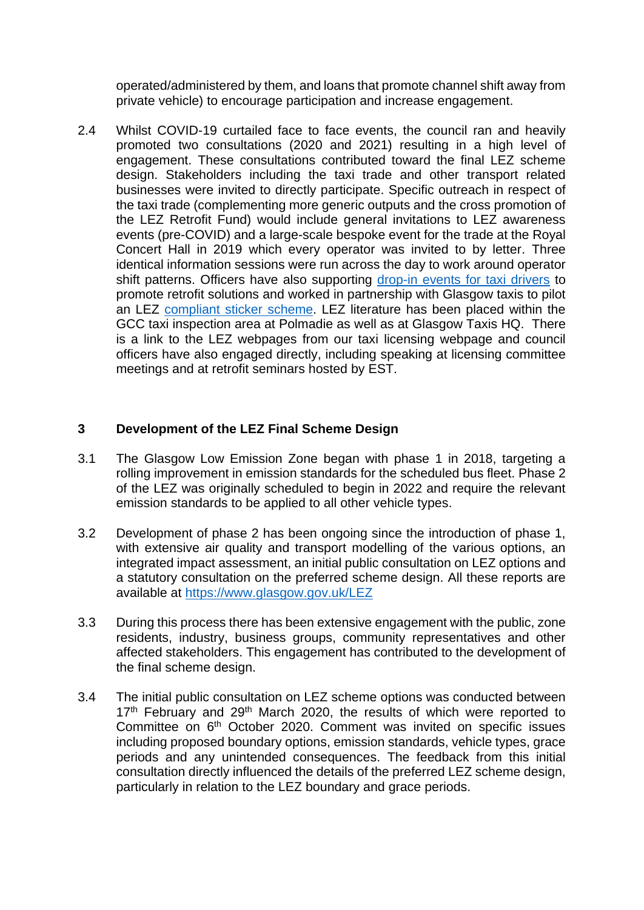operated/administered by them, and loans that promote channel shift away from private vehicle) to encourage participation and increase engagement.

2.4 Whilst COVID-19 curtailed face to face events, the council ran and heavily promoted two consultations (2020 and 2021) resulting in a high level of engagement. These consultations contributed toward the final LEZ scheme design. Stakeholders including the taxi trade and other transport related businesses were invited to directly participate. Specific outreach in respect of the taxi trade (complementing more generic outputs and the cross promotion of the LEZ Retrofit Fund) would include general invitations to LEZ awareness events (pre-COVID) and a large-scale bespoke event for the trade at the Royal Concert Hall in 2019 which every operator was invited to by letter. Three identical information sessions were run across the day to work around operator shift patterns. Officers have also supporting [drop-in events for taxi drivers] to promote retrofit solutions and worked in partnership with Glasgow taxis to pilot an LEZ [compliant sticker scheme]. LEZ literature has been placed within the GCC taxi inspection area at Polmadie as well as at Glasgow Taxis HQ. There is a link to the LEZ webpages from our taxi licensing webpage and council officers have also engaged directly, including speaking at licensing committee meetings and at retrofit seminars hosted by EST.

## 3 Development of the LEZ Final Scheme Design

3.1 The Glasgow Low Emission Zone began with phase 1 in 2018, targeting a rolling improvement in emission standards for the scheduled bus fleet. Phase 2 of the LEZ was originally scheduled to begin in 2022 and require the relevant emission standards to be applied to all other vehicle types.

3.2 Development of phase 2 has been ongoing since the introduction of phase 1, with extensive air quality and transport modelling of the various options, an integrated impact assessment, an initial public consultation on LEZ options and a statutory consultation on the preferred scheme design. All these reports are available at https://www.glasgow.gov.uk/LEZ

3.3 During this process there has been extensive engagement with the public, zone residents, industry, business groups, community representatives and other affected stakeholders. This engagement has contributed to the development of the final scheme design.

3.4 The initial public consultation on LEZ scheme options was conducted between 17th February and 29th March 2020, the results of which were reported to Committee on 6th October 2020. Comment was invited on specific issues including proposed boundary options, emission standards, vehicle types, grace periods and any unintended consequences. The feedback from this initial consultation directly influenced the details of the preferred LEZ scheme design, particularly in relation to the LEZ boundary and grace periods.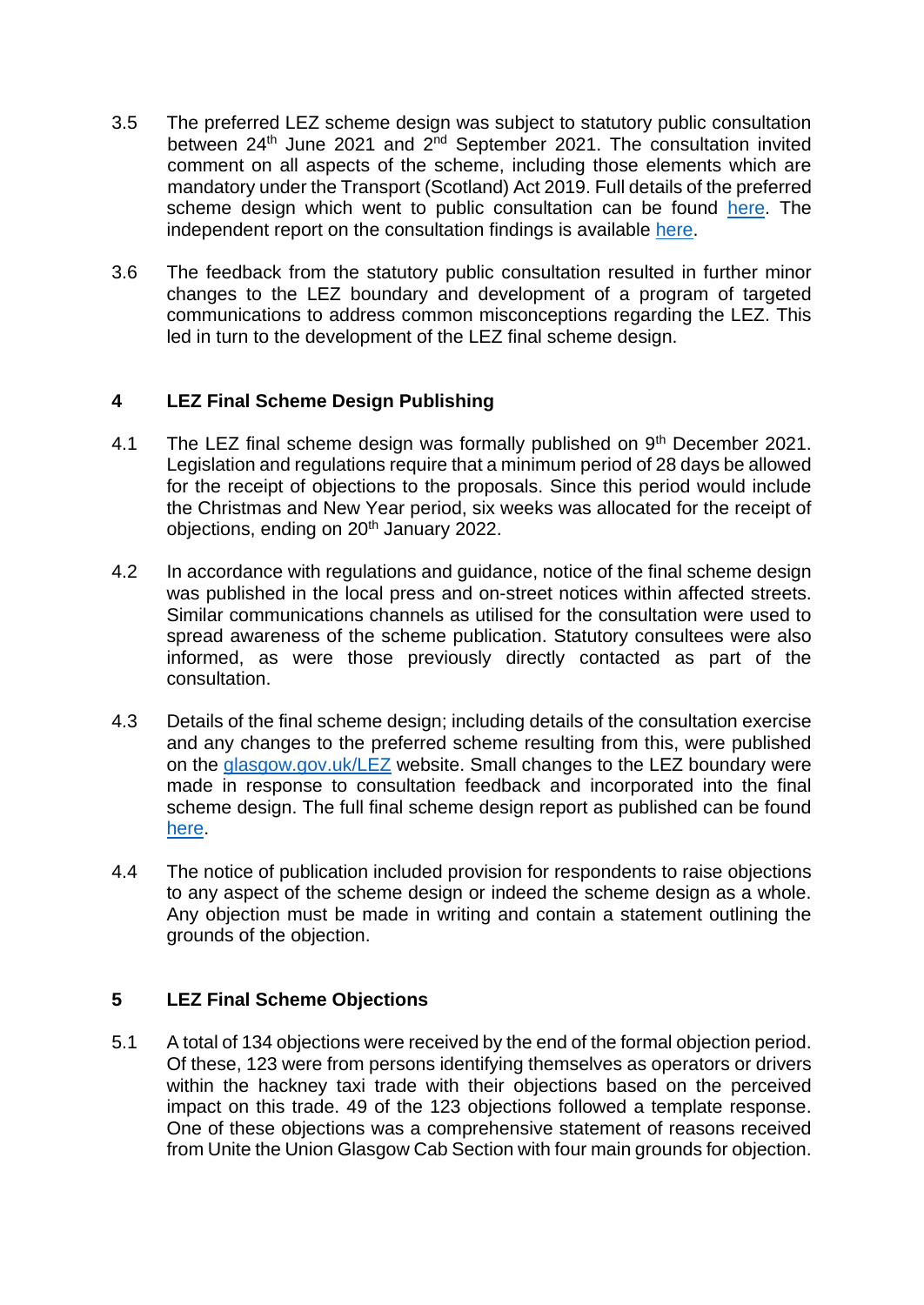3.5 The preferred LEZ scheme design was subject to statutory public consultation between 24th June 2021 and 2nd September 2021. The consultation invited comment on all aspects of the scheme, including those elements which are mandatory under the Transport (Scotland) Act 2019. Full details of the preferred scheme design which went to public consultation can be found here. The independent report on the consultation findings is available here.

3.6 The feedback from the statutory public consultation resulted in further minor changes to the LEZ boundary and development of a program of targeted communications to address common misconceptions regarding the LEZ. This led in turn to the development of the LEZ final scheme design.

## 4 LEZ Final Scheme Design Publishing

4.1 The LEZ final scheme design was formally published on 9th December 2021. Legislation and regulations require that a minimum period of 28 days be allowed for the receipt of objections to the proposals. Since this period would include the Christmas and New Year period, six weeks was allocated for the receipt of objections, ending on 20th January 2022.

4.2 In accordance with regulations and guidance, notice of the final scheme design was published in the local press and on-street notices within affected streets. Similar communications channels as utilised for the consultation were used to spread awareness of the scheme publication. Statutory consultees were also informed, as were those previously directly contacted as part of the consultation.

4.3 Details of the final scheme design; including details of the consultation exercise and any changes to the preferred scheme resulting from this, were published on the glasgow.gov.uk/LEZ website. Small changes to the LEZ boundary were made in response to consultation feedback and incorporated into the final scheme design. The full final scheme design report as published can be found here.

4.4 The notice of publication included provision for respondents to raise objections to any aspect of the scheme design or indeed the scheme design as a whole. Any objection must be made in writing and contain a statement outlining the grounds of the objection.

## 5 LEZ Final Scheme Objections

5.1 A total of 134 objections were received by the end of the formal objection period. Of these, 123 were from persons identifying themselves as operators or drivers within the hackney taxi trade with their objections based on the perceived impact on this trade. 49 of the 123 objections followed a template response. One of these objections was a comprehensive statement of reasons received from Unite the Union Glasgow Cab Section with four main grounds for objection.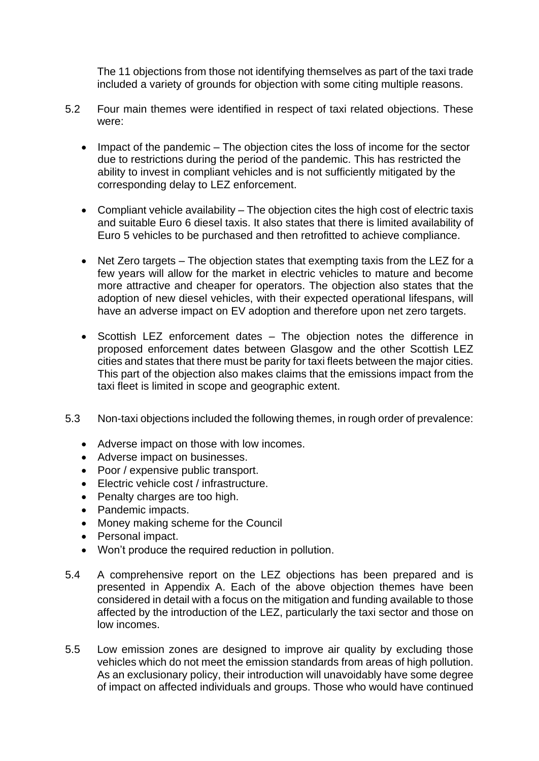The 11 objections from those not identifying themselves as part of the taxi trade included a variety of grounds for objection with some citing multiple reasons.

5.2 Four main themes were identified in respect of taxi related objections. These were:

- Impact of the pandemic – The objection cites the loss of income for the sector due to restrictions during the period of the pandemic. This has restricted the ability to invest in compliant vehicles and is not sufficiently mitigated by the corresponding delay to LEZ enforcement.

- Compliant vehicle availability – The objection cites the high cost of electric taxis and suitable Euro 6 diesel taxis. It also states that there is limited availability of Euro 5 vehicles to be purchased and then retrofitted to achieve compliance.

- Net Zero targets – The objection states that exempting taxis from the LEZ for a few years will allow for the market in electric vehicles to mature and become more attractive and cheaper for operators. The objection also states that the adoption of new diesel vehicles, with their expected operational lifespans, will have an adverse impact on EV adoption and therefore upon net zero targets.

- Scottish LEZ enforcement dates – The objection notes the difference in proposed enforcement dates between Glasgow and the other Scottish LEZ cities and states that there must be parity for taxi fleets between the major cities. This part of the objection also makes claims that the emissions impact from the taxi fleet is limited in scope and geographic extent.

5.3 Non-taxi objections included the following themes, in rough order of prevalence:

- Adverse impact on those with low incomes.
- Adverse impact on businesses.
- Poor / expensive public transport.
- Electric vehicle cost / infrastructure.
- Penalty charges are too high.
- Pandemic impacts.
- Money making scheme for the Council
- Personal impact.
- Won't produce the required reduction in pollution.

5.4 A comprehensive report on the LEZ objections has been prepared and is presented in Appendix A. Each of the above objection themes have been considered in detail with a focus on the mitigation and funding available to those affected by the introduction of the LEZ, particularly the taxi sector and those on low incomes.

5.5 Low emission zones are designed to improve air quality by excluding those vehicles which do not meet the emission standards from areas of high pollution. As an exclusionary policy, their introduction will unavoidably have some degree of impact on affected individuals and groups. Those who would have continued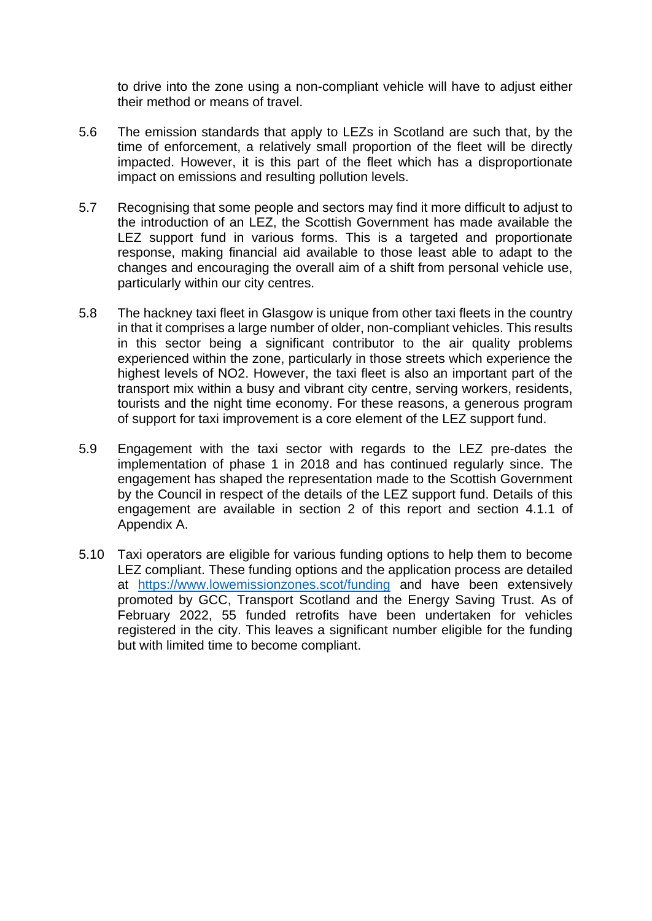to drive into the zone using a non-compliant vehicle will have to adjust either their method or means of travel.

5.6 The emission standards that apply to LEZs in Scotland are such that, by the time of enforcement, a relatively small proportion of the fleet will be directly impacted. However, it is this part of the fleet which has a disproportionate impact on emissions and resulting pollution levels.

5.7 Recognising that some people and sectors may find it more difficult to adjust to the introduction of an LEZ, the Scottish Government has made available the LEZ support fund in various forms. This is a targeted and proportionate response, making financial aid available to those least able to adapt to the changes and encouraging the overall aim of a shift from personal vehicle use, particularly within our city centres.

5.8 The hackney taxi fleet in Glasgow is unique from other taxi fleets in the country in that it comprises a large number of older, non-compliant vehicles. This results in this sector being a significant contributor to the air quality problems experienced within the zone, particularly in those streets which experience the highest levels of $NO_2$. However, the taxi fleet is also an important part of the transport mix within a busy and vibrant city centre, serving workers, residents, tourists and the night time economy. For these reasons, a generous program of support for taxi improvement is a core element of the LEZ support fund.

5.9 Engagement with the taxi sector with regards to the LEZ pre-dates the implementation of phase 1 in 2018 and has continued regularly since. The engagement has shaped the representation made to the Scottish Government by the Council in respect of the details of the LEZ support fund. Details of this engagement are available in section 2 of this report and section 4.1.1 of Appendix A.

5.10 Taxi operators are eligible for various funding options to help them to become LEZ compliant. These funding options and the application process are detailed at [https://www.lowemissionzones.scot/funding](https://www.lowemissionzones.scot/funding) and have been extensively promoted by GCC, Transport Scotland and the Energy Saving Trust. As of February 2022, 55 funded retrofits have been undertaken for vehicles registered in the city. This leaves a significant number eligible for the funding but with limited time to become compliant.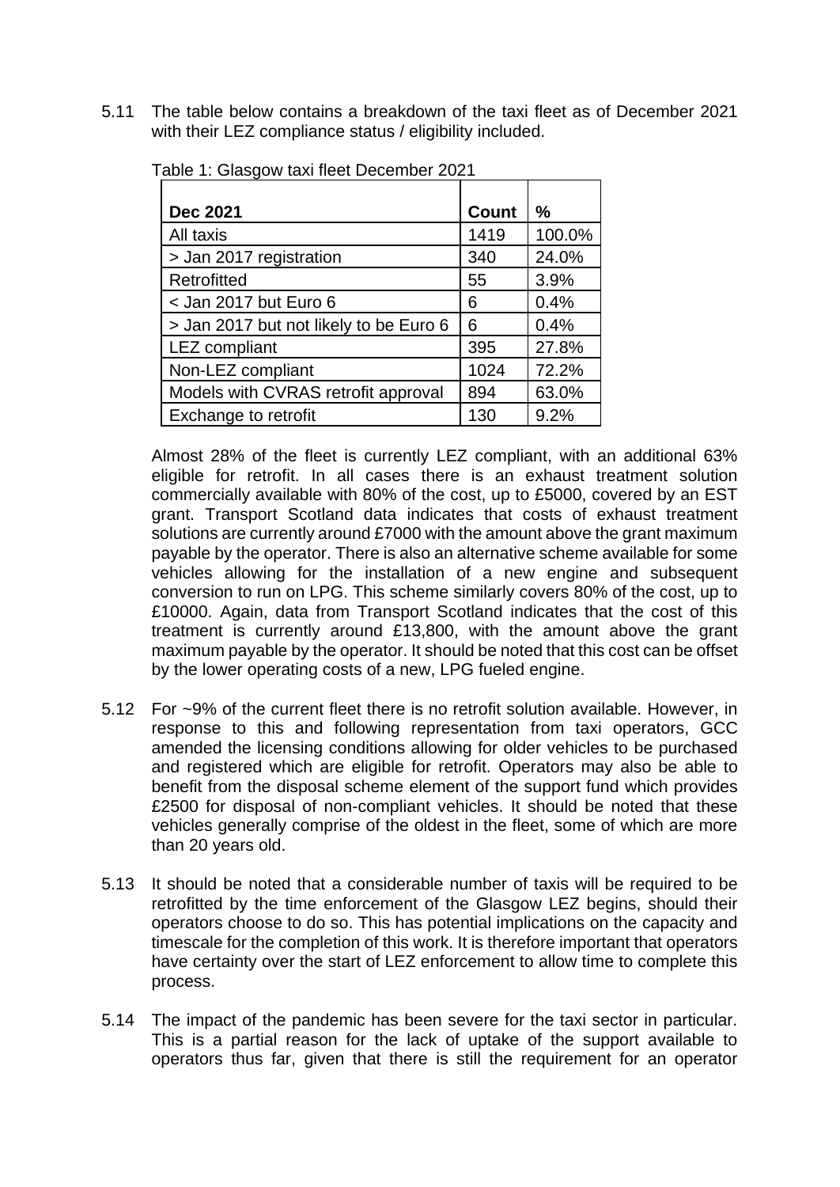5.11 The table below contains a breakdown of the taxi fleet as of December 2021 with their LEZ compliance status / eligibility included.

Table 1: Glasgow taxi fleet December 2021

| Dec 2021 | Count | % |
|---|---|---|
| All taxis | 1419 | 100.0% |
| > Jan 2017 registration | 340 | 24.0% |
| Retrofitted | 55 | 3.9% |
| < Jan 2017 but Euro 6 | 6 | 0.4% |
| > Jan 2017 but not likely to be Euro 6 | 6 | 0.4% |
| LEZ compliant | 395 | 27.8% |
| Non-LEZ compliant | 1024 | 72.2% |
| Models with CVRAS retrofit approval | 894 | 63.0% |
| Exchange to retrofit | 130 | 9.2% |

Almost 28% of the fleet is currently LEZ compliant, with an additional 63% eligible for retrofit. In all cases there is an exhaust treatment solution commercially available with 80% of the cost, up to £5000, covered by an EST grant. Transport Scotland data indicates that costs of exhaust treatment solutions are currently around £7000 with the amount above the grant maximum payable by the operator. There is also an alternative scheme available for some vehicles allowing for the installation of a new engine and subsequent conversion to run on LPG. This scheme similarly covers 80% of the cost, up to £10000. Again, data from Transport Scotland indicates that the cost of this treatment is currently around £13,800, with the amount above the grant maximum payable by the operator. It should be noted that this cost can be offset by the lower operating costs of a new, LPG fueled engine.

5.12 For ~9% of the current fleet there is no retrofit solution available. However, in response to this and following representation from taxi operators, GCC amended the licensing conditions allowing for older vehicles to be purchased and registered which are eligible for retrofit. Operators may also be able to benefit from the disposal scheme element of the support fund which provides £2500 for disposal of non-compliant vehicles. It should be noted that these vehicles generally comprise of the oldest in the fleet, some of which are more than 20 years old.

5.13 It should be noted that a considerable number of taxis will be required to be retrofitted by the time enforcement of the Glasgow LEZ begins, should their operators choose to do so. This has potential implications on the capacity and timescale for the completion of this work. It is therefore important that operators have certainty over the start of LEZ enforcement to allow time to complete this process.

5.14 The impact of the pandemic has been severe for the taxi sector in particular. This is a partial reason for the lack of uptake of the support available to operators thus far, given that there is still the requirement for an operator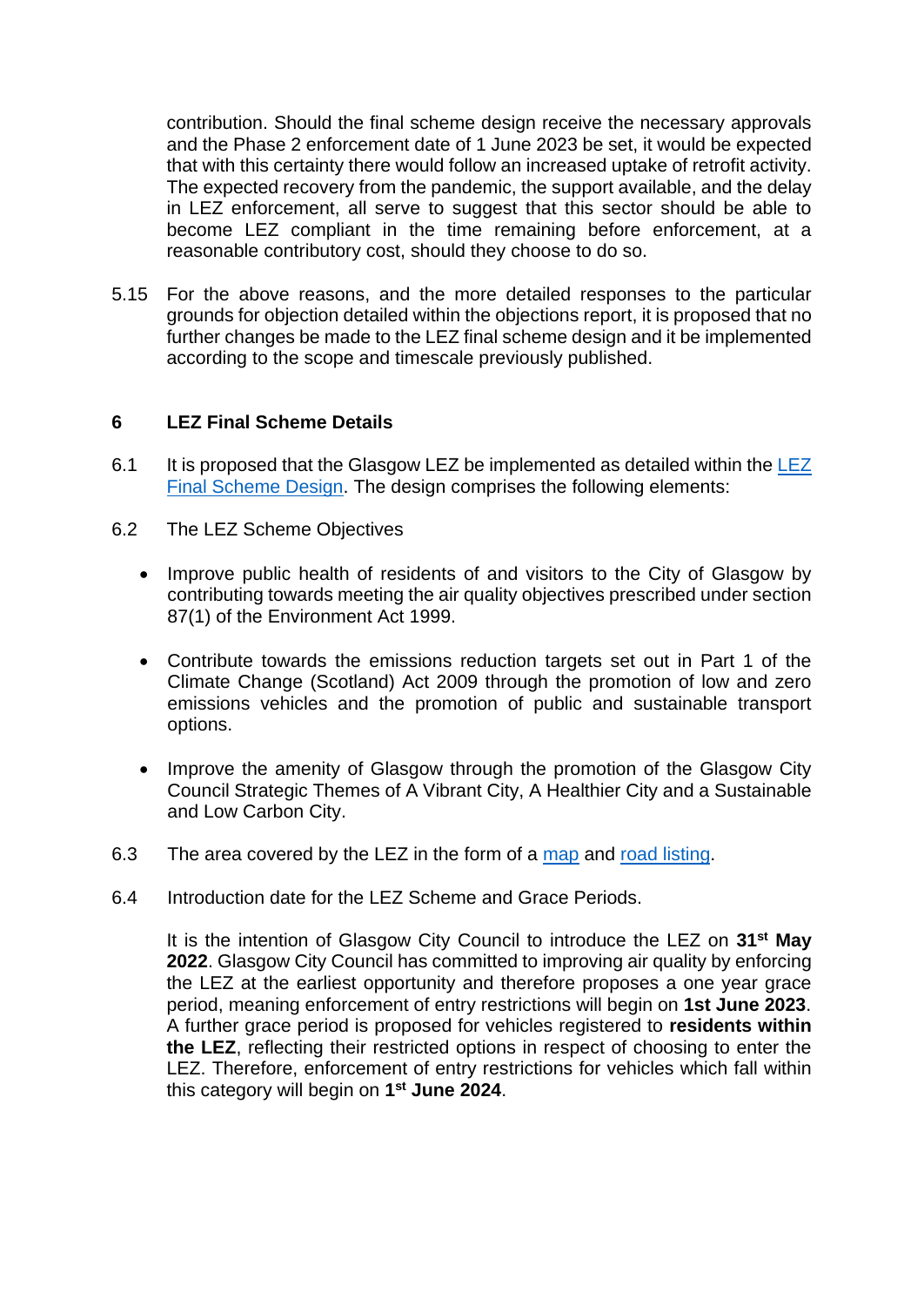contribution. Should the final scheme design receive the necessary approvals and the Phase 2 enforcement date of 1 June 2023 be set, it would be expected that with this certainty there would follow an increased uptake of retrofit activity. The expected recovery from the pandemic, the support available, and the delay in LEZ enforcement, all serve to suggest that this sector should be able to become LEZ compliant in the time remaining before enforcement, at a reasonable contributory cost, should they choose to do so.

5.15 For the above reasons, and the more detailed responses to the particular grounds for objection detailed within the objections report, it is proposed that no further changes be made to the LEZ final scheme design and it be implemented according to the scope and timescale previously published.

## 6 LEZ Final Scheme Details

6.1 It is proposed that the Glasgow LEZ be implemented as detailed within the LEZ Final Scheme Design. The design comprises the following elements:

6.2 The LEZ Scheme Objectives

- Improve public health of residents of and visitors to the City of Glasgow by contributing towards meeting the air quality objectives prescribed under section 87(1) of the Environment Act 1999.
- Contribute towards the emissions reduction targets set out in Part 1 of the Climate Change (Scotland) Act 2009 through the promotion of low and zero emissions vehicles and the promotion of public and sustainable transport options.
- Improve the amenity of Glasgow through the promotion of the Glasgow City Council Strategic Themes of A Vibrant City, A Healthier City and a Sustainable and Low Carbon City.

6.3 The area covered by the LEZ in the form of a map and road listing.

6.4 Introduction date for the LEZ Scheme and Grace Periods.

It is the intention of Glasgow City Council to introduce the LEZ on **31st May 2022**. Glasgow City Council has committed to improving air quality by enforcing the LEZ at the earliest opportunity and therefore proposes a one year grace period, meaning enforcement of entry restrictions will begin on **1st June 2023**. A further grace period is proposed for vehicles registered to **residents within the LEZ**, reflecting their restricted options in respect of choosing to enter the LEZ. Therefore, enforcement of entry restrictions for vehicles which fall within this category will begin on **1st June 2024**.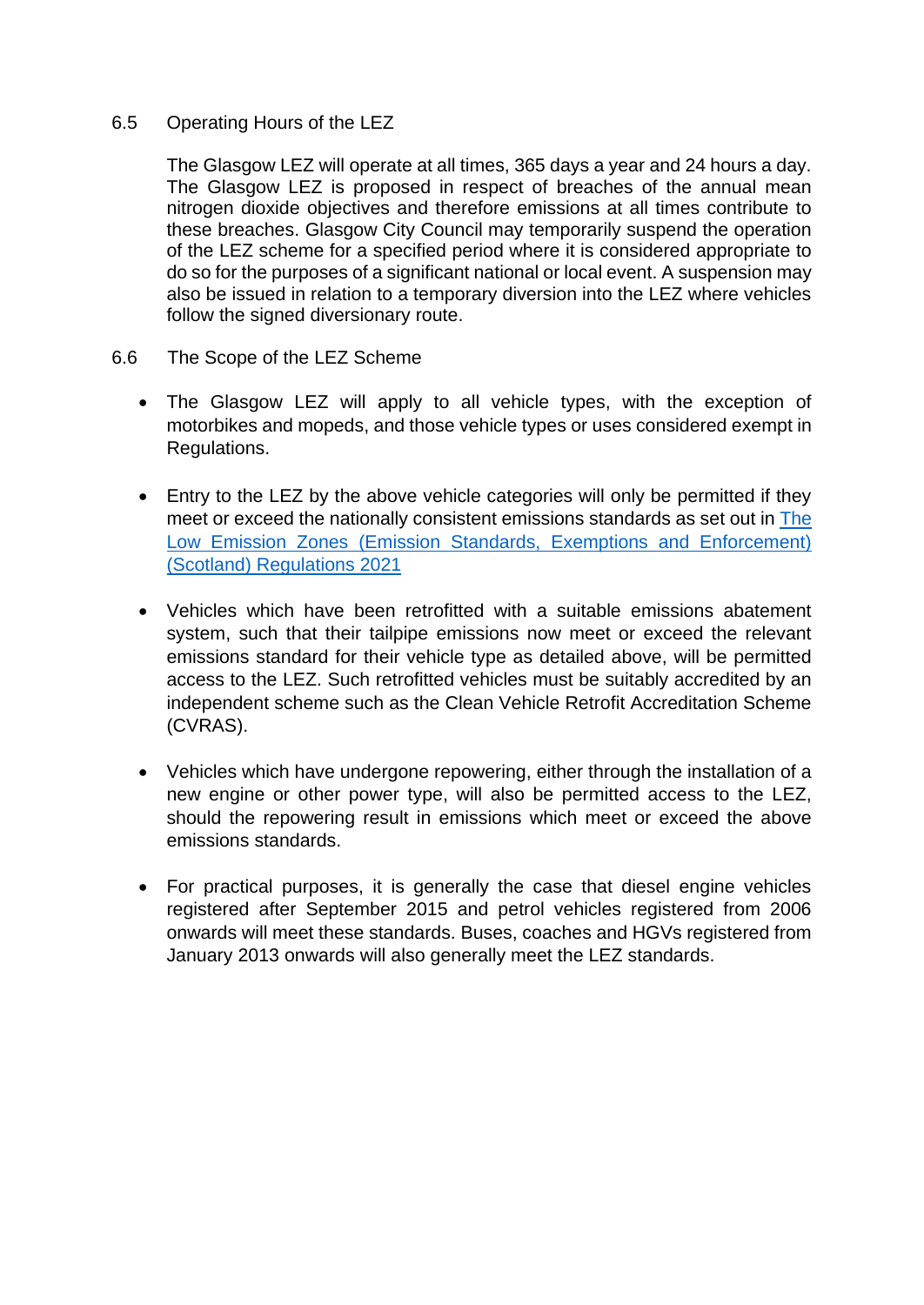### 6.5 Operating Hours of the LEZ

The Glasgow LEZ will operate at all times, 365 days a year and 24 hours a day. The Glasgow LEZ is proposed in respect of breaches of the annual mean nitrogen dioxide objectives and therefore emissions at all times contribute to these breaches. Glasgow City Council may temporarily suspend the operation of the LEZ scheme for a specified period where it is considered appropriate to do so for the purposes of a significant national or local event. A suspension may also be issued in relation to a temporary diversion into the LEZ where vehicles follow the signed diversionary route.

### 6.6 The Scope of the LEZ Scheme

- The Glasgow LEZ will apply to all vehicle types, with the exception of motorbikes and mopeds, and those vehicle types or uses considered exempt in Regulations.

- Entry to the LEZ by the above vehicle categories will only be permitted if they meet or exceed the nationally consistent emissions standards as set out in The Low Emission Zones (Emission Standards, Exemptions and Enforcement) (Scotland) Regulations 2021

- Vehicles which have been retrofitted with a suitable emissions abatement system, such that their tailpipe emissions now meet or exceed the relevant emissions standard for their vehicle type as detailed above, will be permitted access to the LEZ. Such retrofitted vehicles must be suitably accredited by an independent scheme such as the Clean Vehicle Retrofit Accreditation Scheme (CVRAS).

- Vehicles which have undergone repowering, either through the installation of a new engine or other power type, will also be permitted access to the LEZ, should the repowering result in emissions which meet or exceed the above emissions standards.

- For practical purposes, it is generally the case that diesel engine vehicles registered after September 2015 and petrol vehicles registered from 2006 onwards will meet these standards. Buses, coaches and HGVs registered from January 2013 onwards will also generally meet the LEZ standards.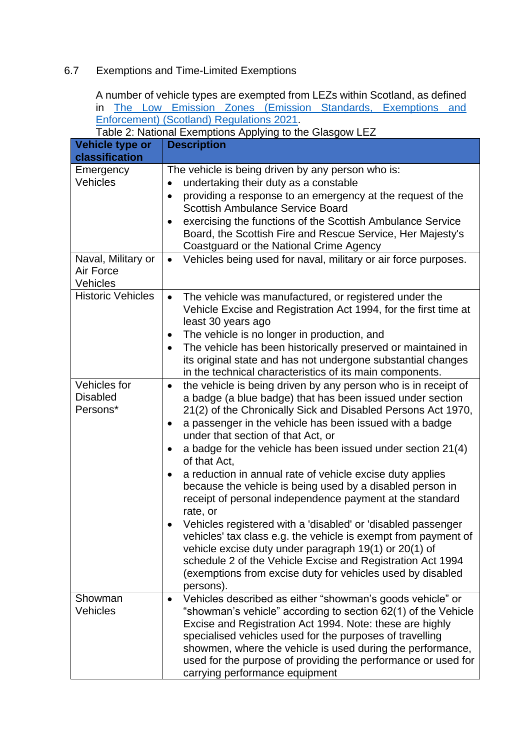## 6.7 Exemptions and Time-Limited Exemptions

A number of vehicle types are exempted from LEZs within Scotland, as defined in [The Low Emission Zones (Emission Standards, Exemptions and Enforcement) (Scotland) Regulations 2021](#).

Table 2: National Exemptions Applying to the Glasgow LEZ

| Vehicle type or classification | Description |
| --- | --- |
| Emergency Vehicles | The vehicle is being driven by any person who is:<br>• undertaking their duty as a constable<br>• providing a response to an emergency at the request of the Scottish Ambulance Service Board<br>• exercising the functions of the Scottish Ambulance Service Board, the Scottish Fire and Rescue Service, Her Majesty's Coastguard or the National Crime Agency |
| Naval, Military or Air Force Vehicles | • Vehicles being used for naval, military or air force purposes. |
| Historic Vehicles | • The vehicle was manufactured, or registered under the Vehicle Excise and Registration Act 1994, for the first time at least 30 years ago<br>• The vehicle is no longer in production, and<br>• The vehicle has been historically preserved or maintained in its original state and has not undergone substantial changes in the technical characteristics of its main components. |
| Vehicles for Disabled Persons* | • the vehicle is being driven by any person who is in receipt of a badge (a blue badge) that has been issued under section 21(2) of the Chronically Sick and Disabled Persons Act 1970,<br>• a passenger in the vehicle has been issued with a badge under that section of that Act, or<br>• a badge for the vehicle has been issued under section 21(4) of that Act,<br>• a reduction in annual rate of vehicle excise duty applies because the vehicle is being used by a disabled person in receipt of personal independence payment at the standard rate, or<br>• Vehicles registered with a 'disabled' or 'disabled passenger vehicles' tax class e.g. the vehicle is exempt from payment of vehicle excise duty under paragraph 19(1) or 20(1) of schedule 2 of the Vehicle Excise and Registration Act 1994 (exemptions from excise duty for vehicles used by disabled persons). |
| Showman Vehicles | • Vehicles described as either "showman's goods vehicle" or "showman's vehicle" according to section 62(1) of the Vehicle Excise and Registration Act 1994. Note: these are highly specialised vehicles used for the purposes of travelling showmen, where the vehicle is used during the performance, used for the purpose of providing the performance or used for carrying performance equipment |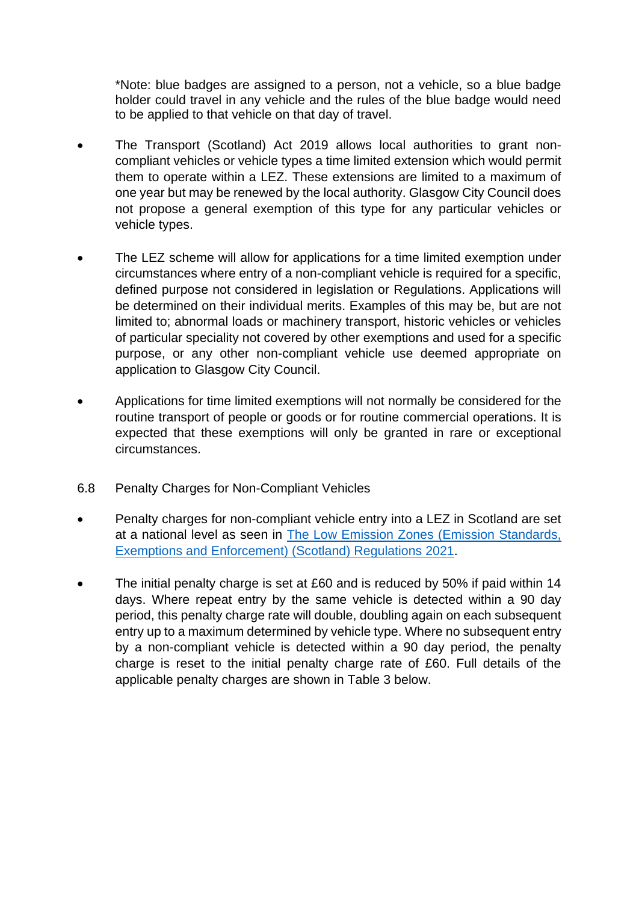*Note: blue badges are assigned to a person, not a vehicle, so a blue badge holder could travel in any vehicle and the rules of the blue badge would need to be applied to that vehicle on that day of travel.

- The Transport (Scotland) Act 2019 allows local authorities to grant non-compliant vehicles or vehicle types a time limited extension which would permit them to operate within a LEZ. These extensions are limited to a maximum of one year but may be renewed by the local authority. Glasgow City Council does not propose a general exemption of this type for any particular vehicles or vehicle types.

- The LEZ scheme will allow for applications for a time limited exemption under circumstances where entry of a non-compliant vehicle is required for a specific, defined purpose not considered in legislation or Regulations. Applications will be determined on their individual merits. Examples of this may be, but are not limited to; abnormal loads or machinery transport, historic vehicles or vehicles of particular speciality not covered by other exemptions and used for a specific purpose, or any other non-compliant vehicle use deemed appropriate on application to Glasgow City Council.

- Applications for time limited exemptions will not normally be considered for the routine transport of people or goods or for routine commercial operations. It is expected that these exemptions will only be granted in rare or exceptional circumstances.

6.8 Penalty Charges for Non-Compliant Vehicles

- Penalty charges for non-compliant vehicle entry into a LEZ in Scotland are set at a national level as seen in The Low Emission Zones (Emission Standards, Exemptions and Enforcement) (Scotland) Regulations 2021.

- The initial penalty charge is set at £60 and is reduced by 50% if paid within 14 days. Where repeat entry by the same vehicle is detected within a 90 day period, this penalty charge rate will double, doubling again on each subsequent entry up to a maximum determined by vehicle type. Where no subsequent entry by a non-compliant vehicle is detected within a 90 day period, the penalty charge is reset to the initial penalty charge rate of £60. Full details of the applicable penalty charges are shown in Table 3 below.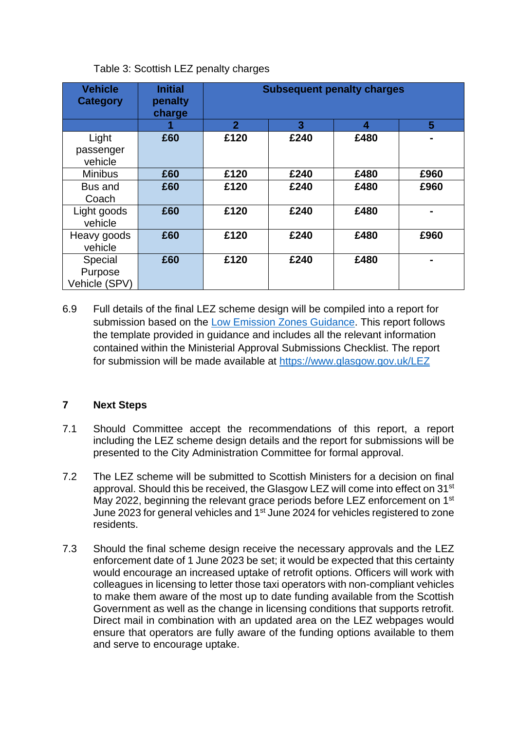Table 3: Scottish LEZ penalty charges

| Vehicle Category | Initial penalty charge | Subsequent penalty charges | | | |
|---|---|---|---|---|---|
| | 1 | 2 | 3 | 4 | 5 |
| Light passenger vehicle | £60 | £120 | £240 | £480 | - |
| Minibus | £60 | £120 | £240 | £480 | £960 |
| Bus and Coach | £60 | £120 | £240 | £480 | £960 |
| Light goods vehicle | £60 | £120 | £240 | £480 | - |
| Heavy goods vehicle | £60 | £120 | £240 | £480 | £960 |
| Special Purpose Vehicle (SPV) | £60 | £120 | £240 | £480 | - |

6.9 Full details of the final LEZ scheme design will be compiled into a report for submission based on the [Low Emission Zones Guidance](). This report follows the template provided in guidance and includes all the relevant information contained within the Ministerial Approval Submissions Checklist. The report for submission will be made available at https://www.glasgow.gov.uk/LEZ

## 7 Next Steps

7.1 Should Committee accept the recommendations of this report, a report including the LEZ scheme design details and the report for submissions will be presented to the City Administration Committee for formal approval.

7.2 The LEZ scheme will be submitted to Scottish Ministers for a decision on final approval. Should this be received, the Glasgow LEZ will come into effect on 31st May 2022, beginning the relevant grace periods before LEZ enforcement on 1st June 2023 for general vehicles and 1st June 2024 for vehicles registered to zone residents.

7.3 Should the final scheme design receive the necessary approvals and the LEZ enforcement date of 1 June 2023 be set; it would be expected that this certainty would encourage an increased uptake of retrofit options. Officers will work with colleagues in licensing to letter those taxi operators with non-compliant vehicles to make them aware of the most up to date funding available from the Scottish Government as well as the change in licensing conditions that supports retrofit. Direct mail in combination with an updated area on the LEZ webpages would ensure that operators are fully aware of the funding options available to them and serve to encourage uptake.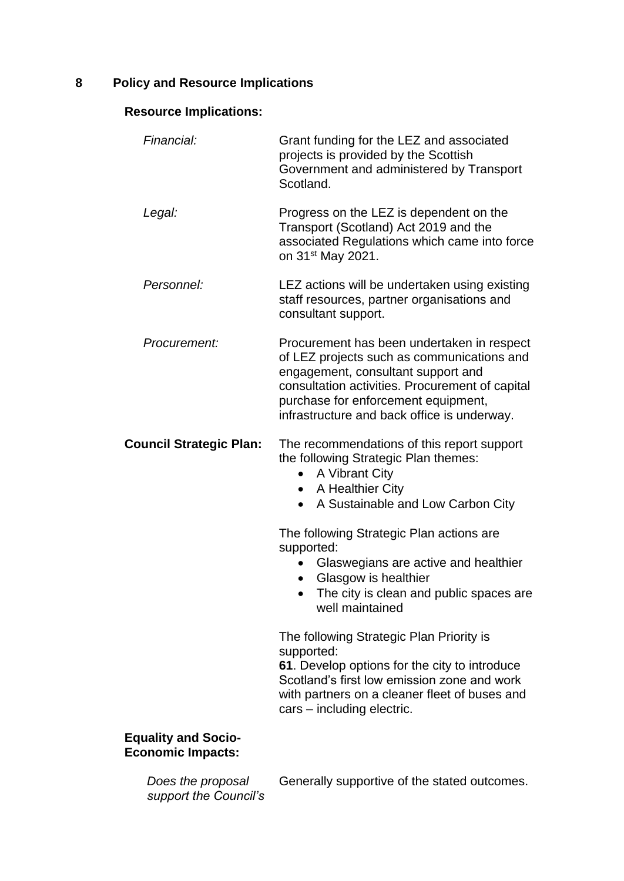## 8 Policy and Resource Implications

### Resource Implications:

| | |
|---|---|
| *Financial:* | Grant funding for the LEZ and associated projects is provided by the Scottish Government and administered by Transport Scotland. |
| *Legal:* | Progress on the LEZ is dependent on the Transport (Scotland) Act 2019 and the associated Regulations which came into force on 31st May 2021. |
| *Personnel:* | LEZ actions will be undertaken using existing staff resources, partner organisations and consultant support. |
| *Procurement:* | Procurement has been undertaken in respect of LEZ projects such as communications and engagement, consultant support and consultation activities. Procurement of capital purchase for enforcement equipment, infrastructure and back office is underway. |

**Council Strategic Plan:**

The recommendations of this report support the following Strategic Plan themes:

- A Vibrant City
- A Healthier City
- A Sustainable and Low Carbon City

The following Strategic Plan actions are supported:

- Glaswegians are active and healthier
- Glasgow is healthier
- The city is clean and public spaces are well maintained

The following Strategic Plan Priority is supported:

**61**. Develop options for the city to introduce Scotland's first low emission zone and work with partners on a cleaner fleet of buses and cars – including electric.

**Equality and Socio-Economic Impacts:**

| | |
|---|---|
| *Does the proposal support the Council's* | Generally supportive of the stated outcomes. |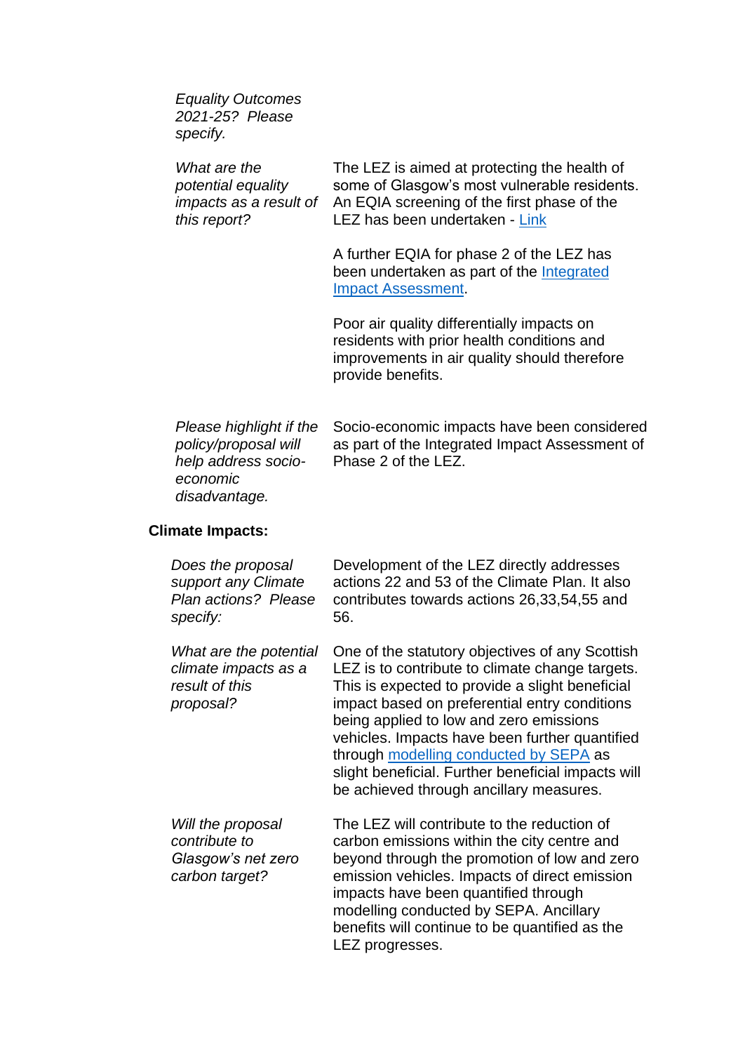| | |
|---|---|
| *Equality Outcomes 2021-25? Please specify.* | |
| *What are the potential equality impacts as a result of this report?* | The LEZ is aimed at protecting the health of some of Glasgow's most vulnerable residents. An EQIA screening of the first phase of the LEZ has been undertaken - Link<br><br>A further EQIA for phase 2 of the LEZ has been undertaken as part of the Integrated Impact Assessment.<br><br>Poor air quality differentially impacts on residents with prior health conditions and improvements in air quality should therefore provide benefits. |
| *Please highlight if the policy/proposal will help address socio-economic disadvantage.* | Socio-economic impacts have been considered as part of the Integrated Impact Assessment of Phase 2 of the LEZ. |

**Climate Impacts:**

| | |
|---|---|
| *Does the proposal support any Climate Plan actions? Please specify:* | Development of the LEZ directly addresses actions 22 and 53 of the Climate Plan. It also contributes towards actions 26,33,54,55 and 56. |
| *What are the potential climate impacts as a result of this proposal?* | One of the statutory objectives of any Scottish LEZ is to contribute to climate change targets. This is expected to provide a slight beneficial impact based on preferential entry conditions being applied to low and zero emissions vehicles. Impacts have been further quantified through modelling conducted by SEPA as slight beneficial. Further beneficial impacts will be achieved through ancillary measures. |
| *Will the proposal contribute to Glasgow's net zero carbon target?* | The LEZ will contribute to the reduction of carbon emissions within the city centre and beyond through the promotion of low and zero emission vehicles. Impacts of direct emission impacts have been quantified through modelling conducted by SEPA. Ancillary benefits will continue to be quantified as the LEZ progresses. |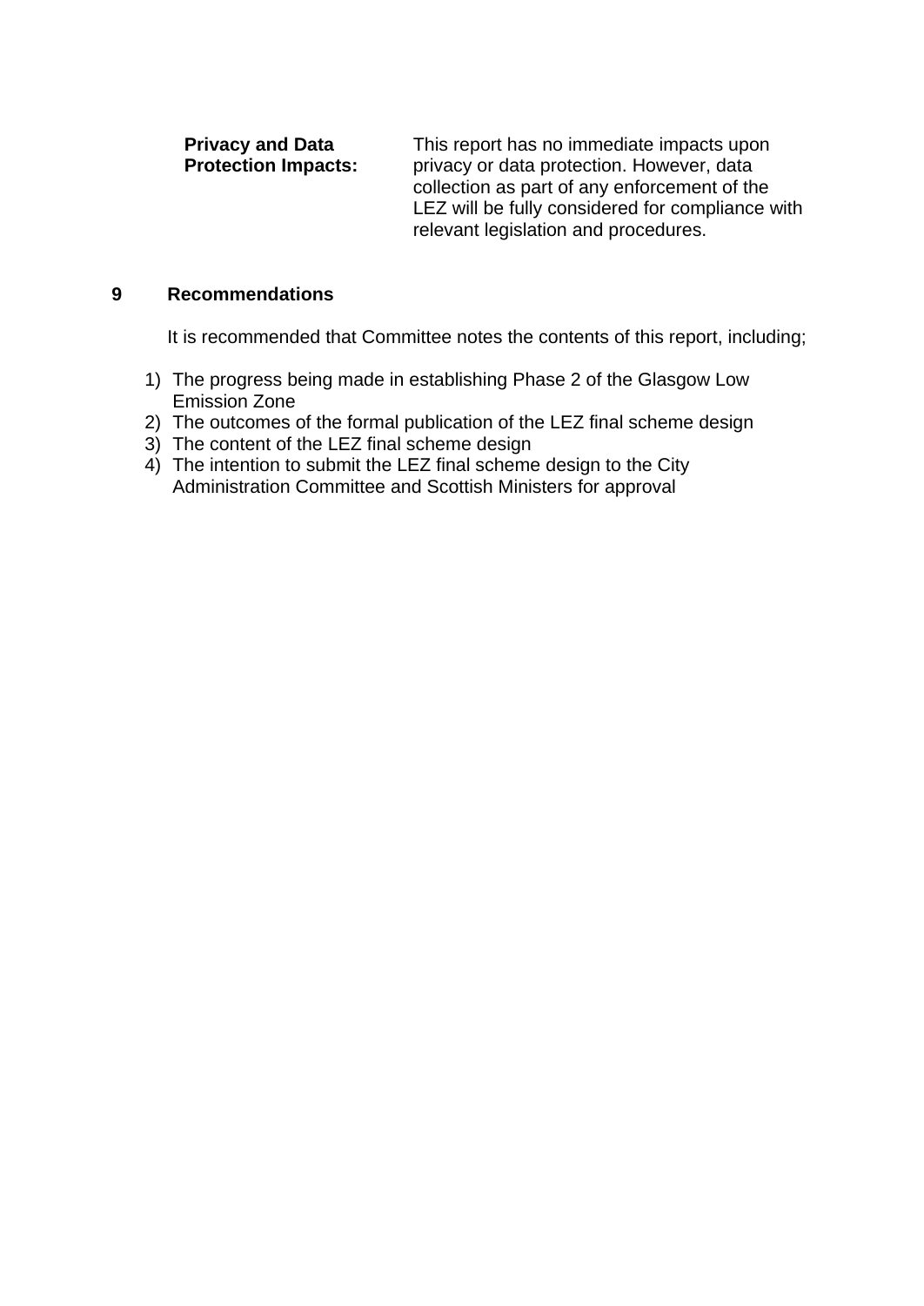| **Privacy and Data Protection Impacts:** | This report has no immediate impacts upon privacy or data protection. However, data collection as part of any enforcement of the LEZ will be fully considered for compliance with relevant legislation and procedures. |
|---|---|

## 9 Recommendations

It is recommended that Committee notes the contents of this report, including;

1) The progress being made in establishing Phase 2 of the Glasgow Low Emission Zone
2) The outcomes of the formal publication of the LEZ final scheme design
3) The content of the LEZ final scheme design
4) The intention to submit the LEZ final scheme design to the City Administration Committee and Scottish Ministers for approval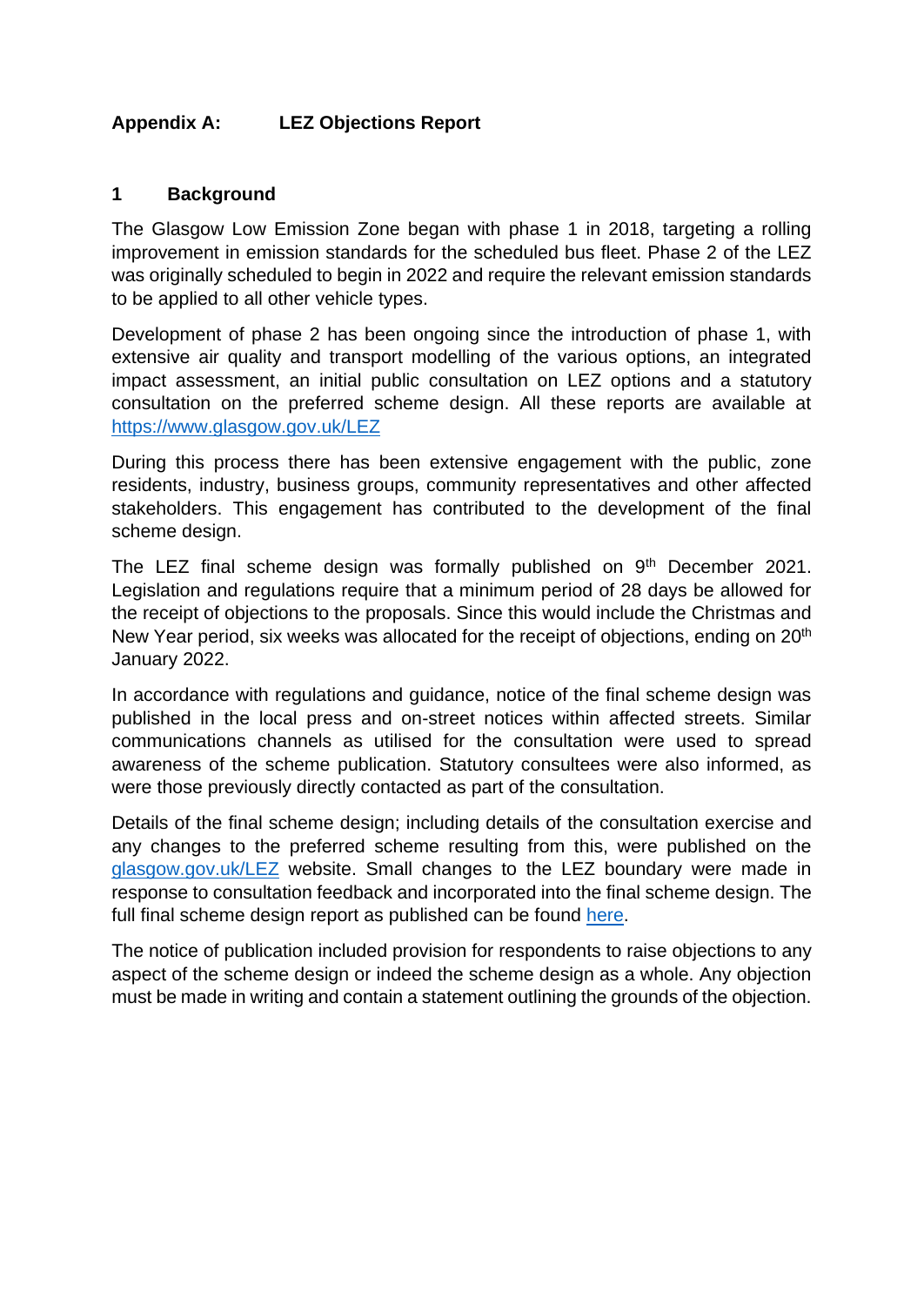## Appendix A: LEZ Objections Report

### 1 Background

The Glasgow Low Emission Zone began with phase 1 in 2018, targeting a rolling improvement in emission standards for the scheduled bus fleet. Phase 2 of the LEZ was originally scheduled to begin in 2022 and require the relevant emission standards to be applied to all other vehicle types.

Development of phase 2 has been ongoing since the introduction of phase 1, with extensive air quality and transport modelling of the various options, an integrated impact assessment, an initial public consultation on LEZ options and a statutory consultation on the preferred scheme design. All these reports are available at https://www.glasgow.gov.uk/LEZ

During this process there has been extensive engagement with the public, zone residents, industry, business groups, community representatives and other affected stakeholders. This engagement has contributed to the development of the final scheme design.

The LEZ final scheme design was formally published on 9th December 2021. Legislation and regulations require that a minimum period of 28 days be allowed for the receipt of objections to the proposals. Since this would include the Christmas and New Year period, six weeks was allocated for the receipt of objections, ending on 20th January 2022.

In accordance with regulations and guidance, notice of the final scheme design was published in the local press and on-street notices within affected streets. Similar communications channels as utilised for the consultation were used to spread awareness of the scheme publication. Statutory consultees were also informed, as were those previously directly contacted as part of the consultation.

Details of the final scheme design; including details of the consultation exercise and any changes to the preferred scheme resulting from this, were published on the glasgow.gov.uk/LEZ website. Small changes to the LEZ boundary were made in response to consultation feedback and incorporated into the final scheme design. The full final scheme design report as published can be found here.

The notice of publication included provision for respondents to raise objections to any aspect of the scheme design or indeed the scheme design as a whole. Any objection must be made in writing and contain a statement outlining the grounds of the objection.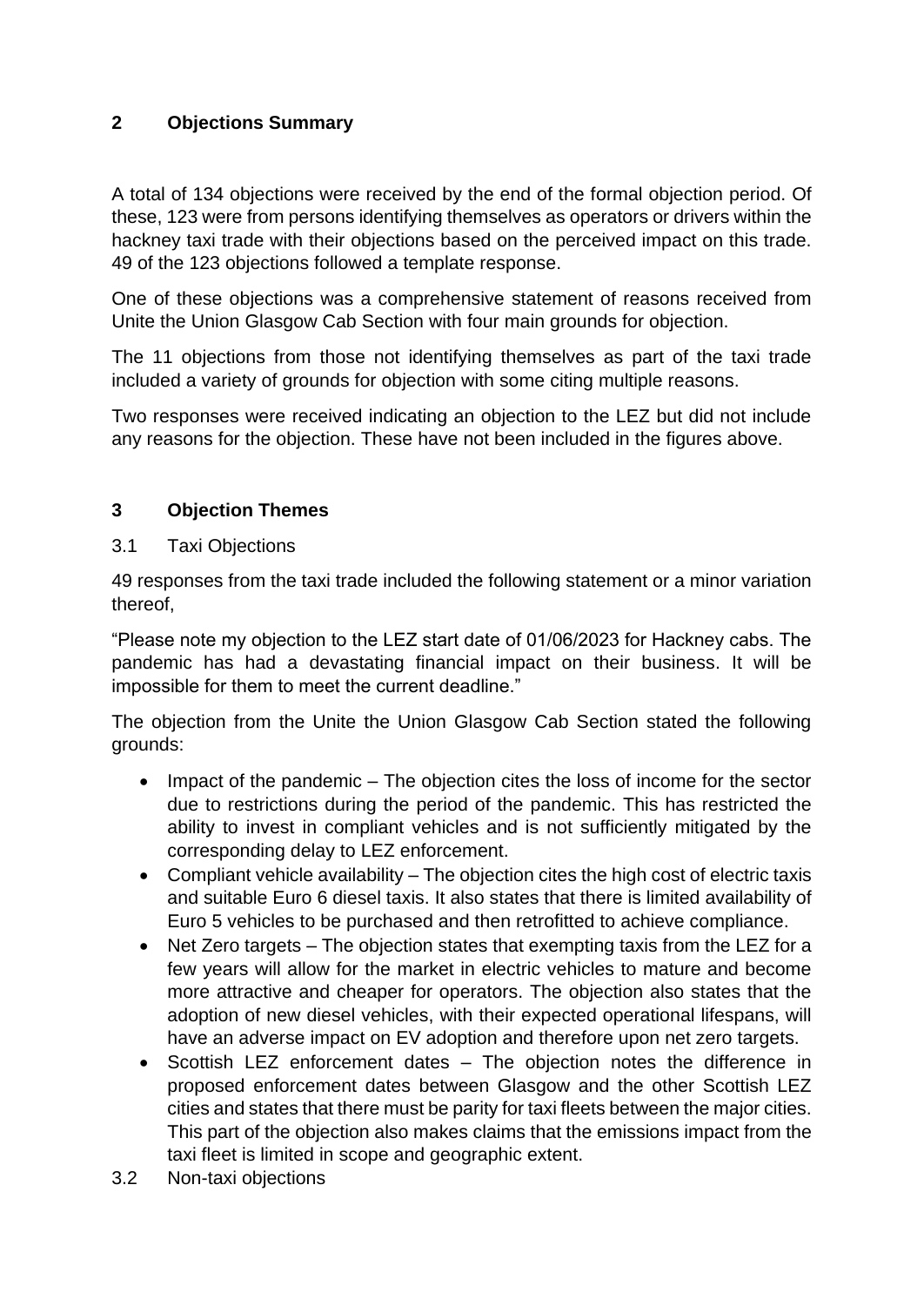## 2 Objections Summary

A total of 134 objections were received by the end of the formal objection period. Of these, 123 were from persons identifying themselves as operators or drivers within the hackney taxi trade with their objections based on the perceived impact on this trade. 49 of the 123 objections followed a template response.

One of these objections was a comprehensive statement of reasons received from Unite the Union Glasgow Cab Section with four main grounds for objection.

The 11 objections from those not identifying themselves as part of the taxi trade included a variety of grounds for objection with some citing multiple reasons.

Two responses were received indicating an objection to the LEZ but did not include any reasons for the objection. These have not been included in the figures above.

## 3 Objection Themes

### 3.1 Taxi Objections

49 responses from the taxi trade included the following statement or a minor variation thereof,

"Please note my objection to the LEZ start date of 01/06/2023 for Hackney cabs. The pandemic has had a devastating financial impact on their business. It will be impossible for them to meet the current deadline."

The objection from the Unite the Union Glasgow Cab Section stated the following grounds:

- Impact of the pandemic – The objection cites the loss of income for the sector due to restrictions during the period of the pandemic. This has restricted the ability to invest in compliant vehicles and is not sufficiently mitigated by the corresponding delay to LEZ enforcement.
- Compliant vehicle availability – The objection cites the high cost of electric taxis and suitable Euro 6 diesel taxis. It also states that there is limited availability of Euro 5 vehicles to be purchased and then retrofitted to achieve compliance.
- Net Zero targets – The objection states that exempting taxis from the LEZ for a few years will allow for the market in electric vehicles to mature and become more attractive and cheaper for operators. The objection also states that the adoption of new diesel vehicles, with their expected operational lifespans, will have an adverse impact on EV adoption and therefore upon net zero targets.
- Scottish LEZ enforcement dates – The objection notes the difference in proposed enforcement dates between Glasgow and the other Scottish LEZ cities and states that there must be parity for taxi fleets between the major cities. This part of the objection also makes claims that the emissions impact from the taxi fleet is limited in scope and geographic extent.

### 3.2 Non-taxi objections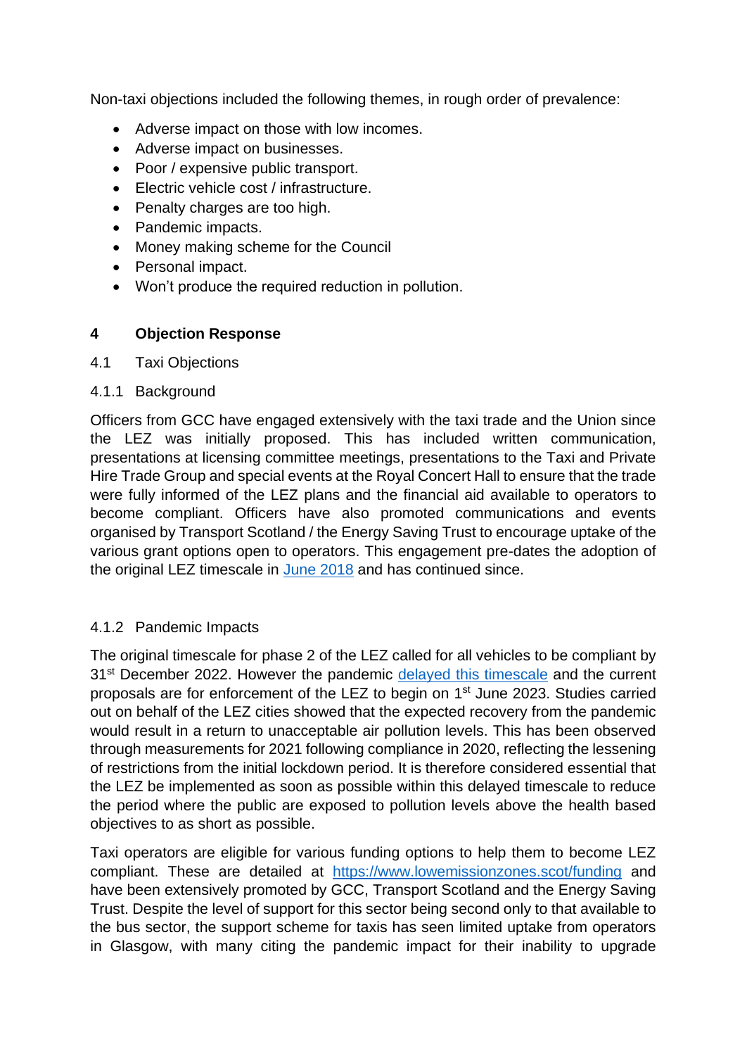Non-taxi objections included the following themes, in rough order of prevalence:

- Adverse impact on those with low incomes.
- Adverse impact on businesses.
- Poor / expensive public transport.
- Electric vehicle cost / infrastructure.
- Penalty charges are too high.
- Pandemic impacts.
- Money making scheme for the Council
- Personal impact.
- Won't produce the required reduction in pollution.

## 4 Objection Response

### 4.1 Taxi Objections

#### 4.1.1 Background

Officers from GCC have engaged extensively with the taxi trade and the Union since the LEZ was initially proposed. This has included written communication, presentations at licensing committee meetings, presentations to the Taxi and Private Hire Trade Group and special events at the Royal Concert Hall to ensure that the trade were fully informed of the LEZ plans and the financial aid available to operators to become compliant. Officers have also promoted communications and events organised by Transport Scotland / the Energy Saving Trust to encourage uptake of the various grant options open to operators. This engagement pre-dates the adoption of the original LEZ timescale in June 2018 and has continued since.

#### 4.1.2 Pandemic Impacts

The original timescale for phase 2 of the LEZ called for all vehicles to be compliant by 31st December 2022. However the pandemic delayed this timescale and the current proposals are for enforcement of the LEZ to begin on 1st June 2023. Studies carried out on behalf of the LEZ cities showed that the expected recovery from the pandemic would result in a return to unacceptable air pollution levels. This has been observed through measurements for 2021 following compliance in 2020, reflecting the lessening of restrictions from the initial lockdown period. It is therefore considered essential that the LEZ be implemented as soon as possible within this delayed timescale to reduce the period where the public are exposed to pollution levels above the health based objectives to as short as possible.

Taxi operators are eligible for various funding options to help them to become LEZ compliant. These are detailed at https://www.lowemissionzones.scot/funding and have been extensively promoted by GCC, Transport Scotland and the Energy Saving Trust. Despite the level of support for this sector being second only to that available to the bus sector, the support scheme for taxis has seen limited uptake from operators in Glasgow, with many citing the pandemic impact for their inability to upgrade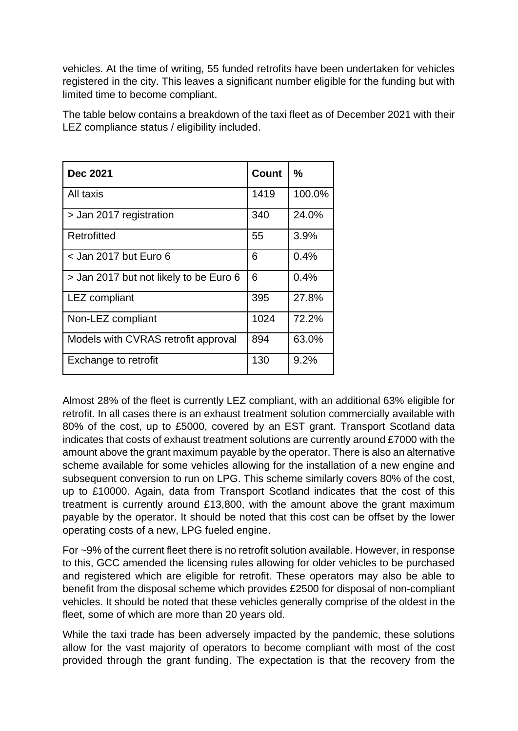vehicles. At the time of writing, 55 funded retrofits have been undertaken for vehicles registered in the city. This leaves a significant number eligible for the funding but with limited time to become compliant.

The table below contains a breakdown of the taxi fleet as of December 2021 with their LEZ compliance status / eligibility included.

| Dec 2021 | Count | % |
|---|---|---|
| All taxis | 1419 | 100.0% |
| > Jan 2017 registration | 340 | 24.0% |
| Retrofitted | 55 | 3.9% |
| < Jan 2017 but Euro 6 | 6 | 0.4% |
| > Jan 2017 but not likely to be Euro 6 | 6 | 0.4% |
| LEZ compliant | 395 | 27.8% |
| Non-LEZ compliant | 1024 | 72.2% |
| Models with CVRAS retrofit approval | 894 | 63.0% |
| Exchange to retrofit | 130 | 9.2% |

Almost 28% of the fleet is currently LEZ compliant, with an additional 63% eligible for retrofit. In all cases there is an exhaust treatment solution commercially available with 80% of the cost, up to £5000, covered by an EST grant. Transport Scotland data indicates that costs of exhaust treatment solutions are currently around £7000 with the amount above the grant maximum payable by the operator. There is also an alternative scheme available for some vehicles allowing for the installation of a new engine and subsequent conversion to run on LPG. This scheme similarly covers 80% of the cost, up to £10000. Again, data from Transport Scotland indicates that the cost of this treatment is currently around £13,800, with the amount above the grant maximum payable by the operator. It should be noted that this cost can be offset by the lower operating costs of a new, LPG fueled engine.

For ~9% of the current fleet there is no retrofit solution available. However, in response to this, GCC amended the licensing rules allowing for older vehicles to be purchased and registered which are eligible for retrofit. These operators may also be able to benefit from the disposal scheme which provides £2500 for disposal of non-compliant vehicles. It should be noted that these vehicles generally comprise of the oldest in the fleet, some of which are more than 20 years old.

While the taxi trade has been adversely impacted by the pandemic, these solutions allow for the vast majority of operators to become compliant with most of the cost provided through the grant funding. The expectation is that the recovery from the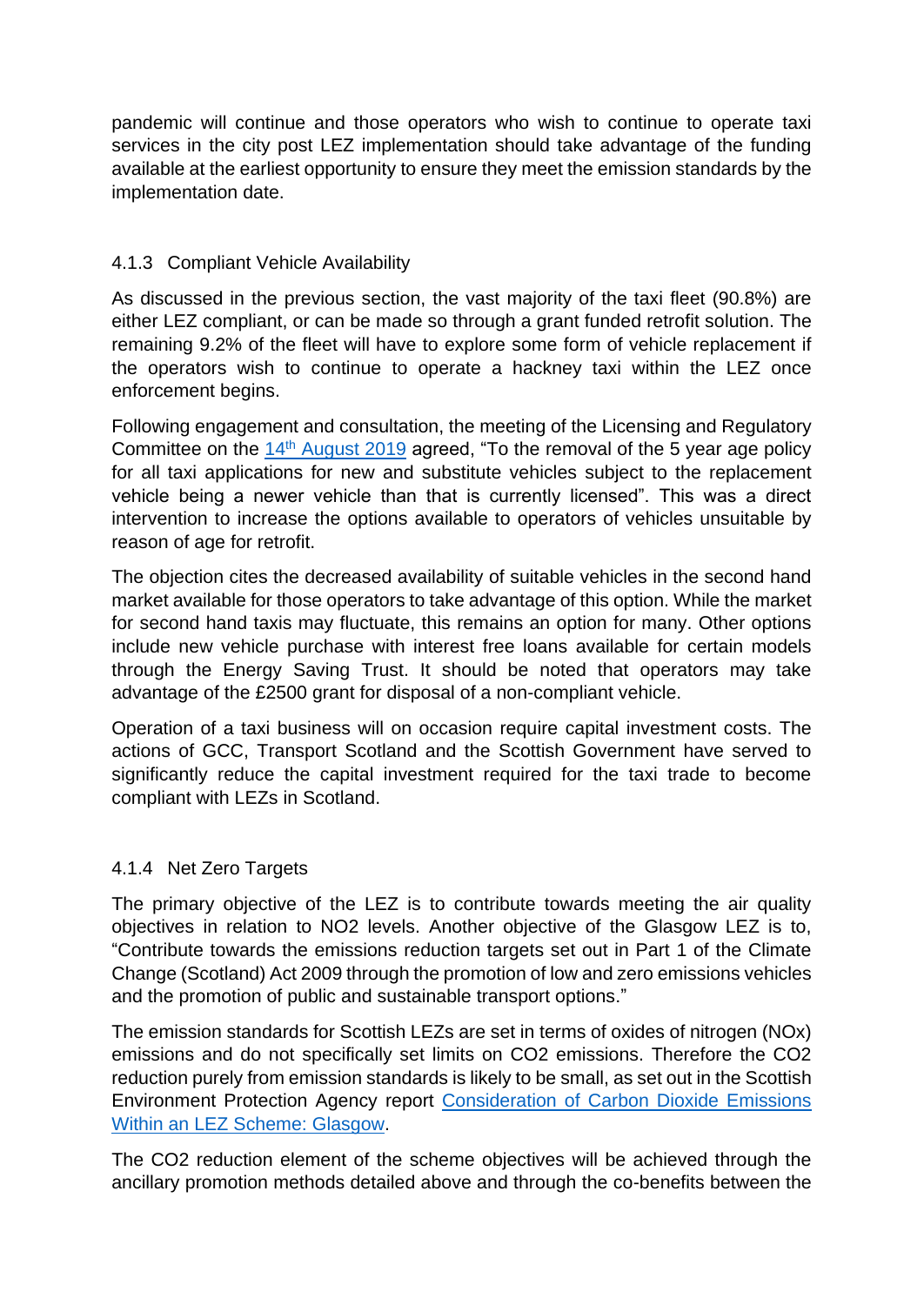pandemic will continue and those operators who wish to continue to operate taxi services in the city post LEZ implementation should take advantage of the funding available at the earliest opportunity to ensure they meet the emission standards by the implementation date.

#### 4.1.3 Compliant Vehicle Availability

As discussed in the previous section, the vast majority of the taxi fleet (90.8%) are either LEZ compliant, or can be made so through a grant funded retrofit solution. The remaining 9.2% of the fleet will have to explore some form of vehicle replacement if the operators wish to continue to operate a hackney taxi within the LEZ once enforcement begins.

Following engagement and consultation, the meeting of the Licensing and Regulatory Committee on the 14th August 2019 agreed, "To the removal of the 5 year age policy for all taxi applications for new and substitute vehicles subject to the replacement vehicle being a newer vehicle than that is currently licensed". This was a direct intervention to increase the options available to operators of vehicles unsuitable by reason of age for retrofit.

The objection cites the decreased availability of suitable vehicles in the second hand market available for those operators to take advantage of this option. While the market for second hand taxis may fluctuate, this remains an option for many. Other options include new vehicle purchase with interest free loans available for certain models through the Energy Saving Trust. It should be noted that operators may take advantage of the £2500 grant for disposal of a non-compliant vehicle.

Operation of a taxi business will on occasion require capital investment costs. The actions of GCC, Transport Scotland and the Scottish Government have served to significantly reduce the capital investment required for the taxi trade to become compliant with LEZs in Scotland.

#### 4.1.4 Net Zero Targets

The primary objective of the LEZ is to contribute towards meeting the air quality objectives in relation to $NO_2$ levels. Another objective of the Glasgow LEZ is to, "Contribute towards the emissions reduction targets set out in Part 1 of the Climate Change (Scotland) Act 2009 through the promotion of low and zero emissions vehicles and the promotion of public and sustainable transport options."

The emission standards for Scottish LEZs are set in terms of oxides of nitrogen ($NO_x$) emissions and do not specifically set limits on $CO_2$ emissions. Therefore the $CO_2$ reduction purely from emission standards is likely to be small, as set out in the Scottish Environment Protection Agency report Consideration of Carbon Dioxide Emissions Within an LEZ Scheme: Glasgow.

The $CO_2$ reduction element of the scheme objectives will be achieved through the ancillary promotion methods detailed above and through the co-benefits between the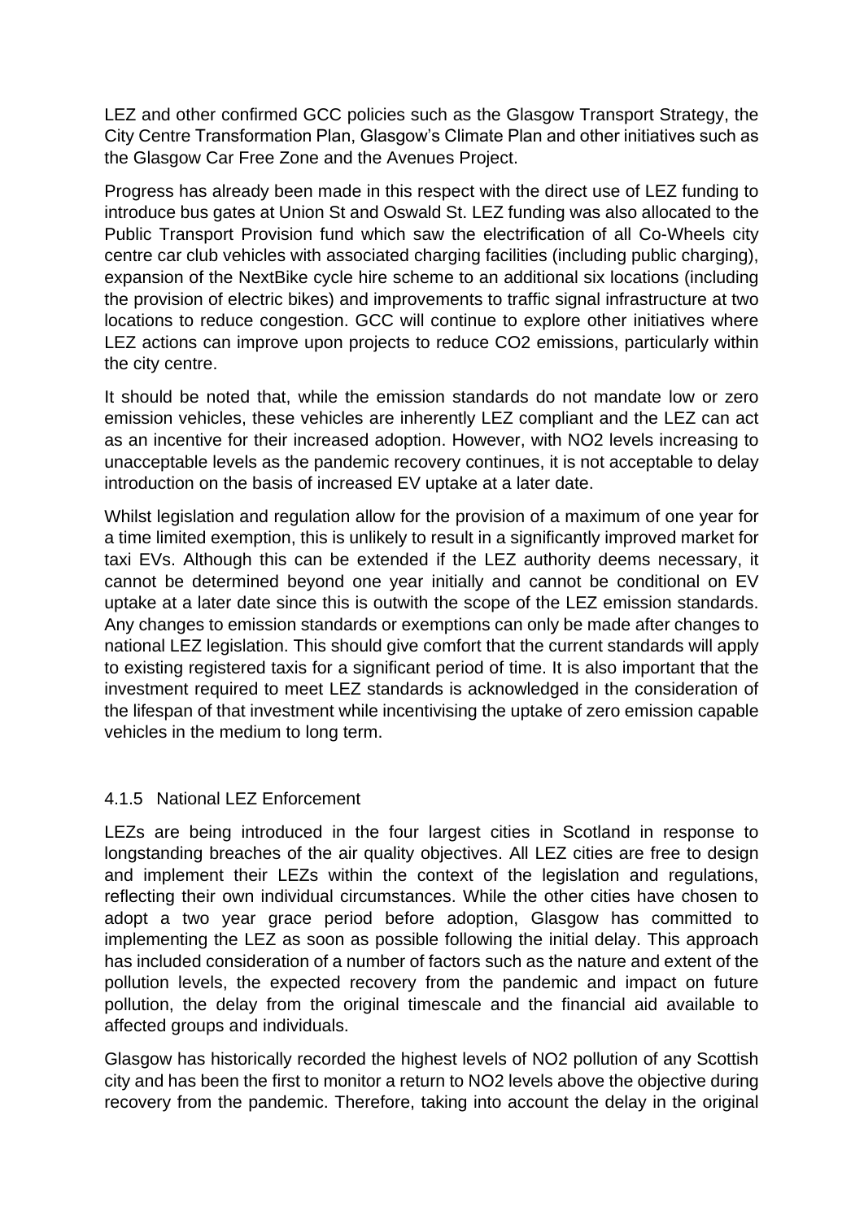LEZ and other confirmed GCC policies such as the Glasgow Transport Strategy, the City Centre Transformation Plan, Glasgow's Climate Plan and other initiatives such as the Glasgow Car Free Zone and the Avenues Project.

Progress has already been made in this respect with the direct use of LEZ funding to introduce bus gates at Union St and Oswald St. LEZ funding was also allocated to the Public Transport Provision fund which saw the electrification of all Co-Wheels city centre car club vehicles with associated charging facilities (including public charging), expansion of the NextBike cycle hire scheme to an additional six locations (including the provision of electric bikes) and improvements to traffic signal infrastructure at two locations to reduce congestion. GCC will continue to explore other initiatives where LEZ actions can improve upon projects to reduce $CO_2$ emissions, particularly within the city centre.

It should be noted that, while the emission standards do not mandate low or zero emission vehicles, these vehicles are inherently LEZ compliant and the LEZ can act as an incentive for their increased adoption. However, with $NO_2$ levels increasing to unacceptable levels as the pandemic recovery continues, it is not acceptable to delay introduction on the basis of increased EV uptake at a later date.

Whilst legislation and regulation allow for the provision of a maximum of one year for a time limited exemption, this is unlikely to result in a significantly improved market for taxi EVs. Although this can be extended if the LEZ authority deems necessary, it cannot be determined beyond one year initially and cannot be conditional on EV uptake at a later date since this is outwith the scope of the LEZ emission standards. Any changes to emission standards or exemptions can only be made after changes to national LEZ legislation. This should give comfort that the current standards will apply to existing registered taxis for a significant period of time. It is also important that the investment required to meet LEZ standards is acknowledged in the consideration of the lifespan of that investment while incentivising the uptake of zero emission capable vehicles in the medium to long term.

#### 4.1.5 National LEZ Enforcement

LEZs are being introduced in the four largest cities in Scotland in response to longstanding breaches of the air quality objectives. All LEZ cities are free to design and implement their LEZs within the context of the legislation and regulations, reflecting their own individual circumstances. While the other cities have chosen to adopt a two year grace period before adoption, Glasgow has committed to implementing the LEZ as soon as possible following the initial delay. This approach has included consideration of a number of factors such as the nature and extent of the pollution levels, the expected recovery from the pandemic and impact on future pollution, the delay from the original timescale and the financial aid available to affected groups and individuals.

Glasgow has historically recorded the highest levels of $NO_2$ pollution of any Scottish city and has been the first to monitor a return to $NO_2$ levels above the objective during recovery from the pandemic. Therefore, taking into account the delay in the original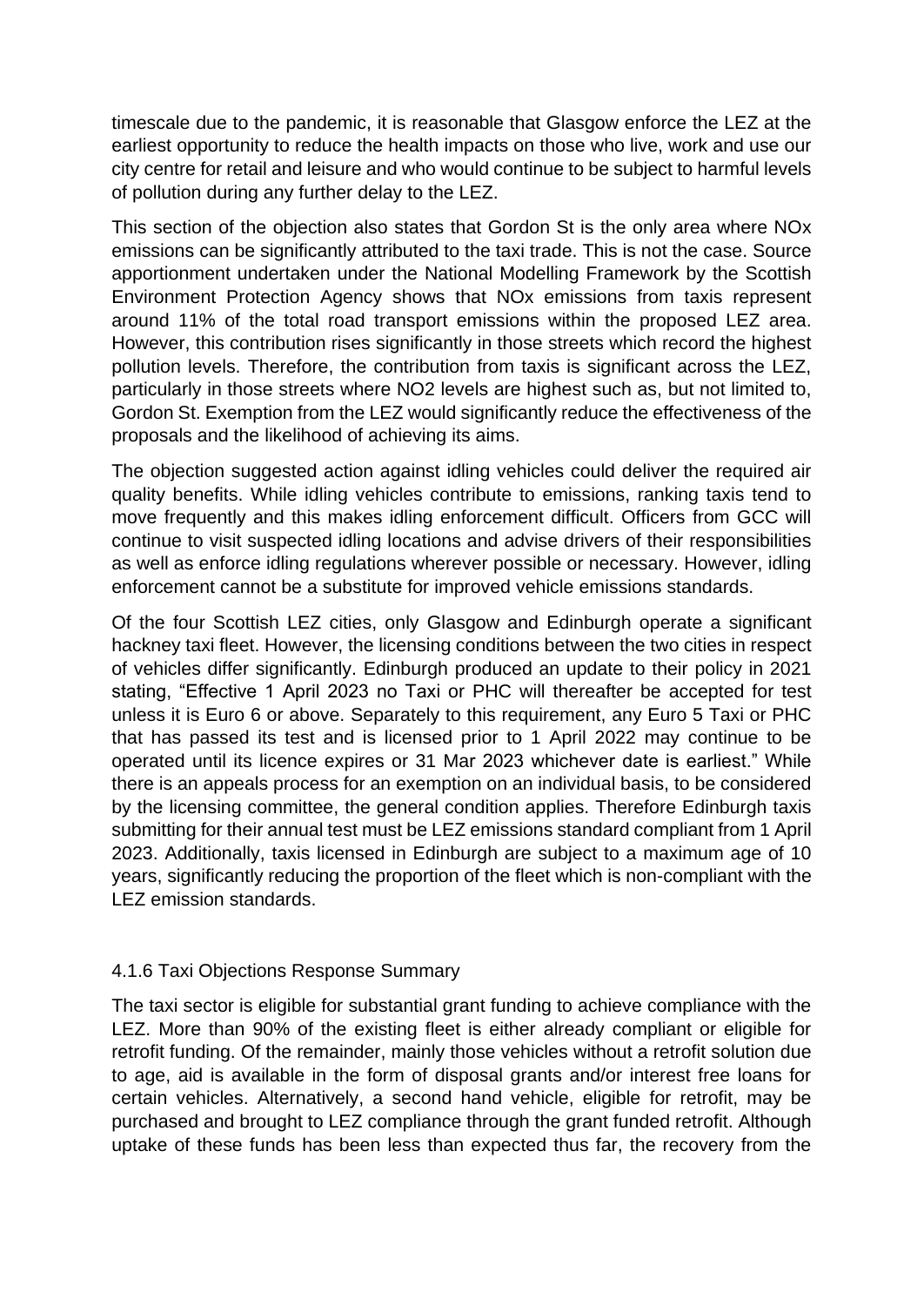timescale due to the pandemic, it is reasonable that Glasgow enforce the LEZ at the earliest opportunity to reduce the health impacts on those who live, work and use our city centre for retail and leisure and who would continue to be subject to harmful levels of pollution during any further delay to the LEZ.

This section of the objection also states that Gordon St is the only area where NOx emissions can be significantly attributed to the taxi trade. This is not the case. Source apportionment undertaken under the National Modelling Framework by the Scottish Environment Protection Agency shows that NOx emissions from taxis represent around 11% of the total road transport emissions within the proposed LEZ area. However, this contribution rises significantly in those streets which record the highest pollution levels. Therefore, the contribution from taxis is significant across the LEZ, particularly in those streets where NO2 levels are highest such as, but not limited to, Gordon St. Exemption from the LEZ would significantly reduce the effectiveness of the proposals and the likelihood of achieving its aims.

The objection suggested action against idling vehicles could deliver the required air quality benefits. While idling vehicles contribute to emissions, ranking taxis tend to move frequently and this makes idling enforcement difficult. Officers from GCC will continue to visit suspected idling locations and advise drivers of their responsibilities as well as enforce idling regulations wherever possible or necessary. However, idling enforcement cannot be a substitute for improved vehicle emissions standards.

Of the four Scottish LEZ cities, only Glasgow and Edinburgh operate a significant hackney taxi fleet. However, the licensing conditions between the two cities in respect of vehicles differ significantly. Edinburgh produced an update to their policy in 2021 stating, "Effective 1 April 2023 no Taxi or PHC will thereafter be accepted for test unless it is Euro 6 or above. Separately to this requirement, any Euro 5 Taxi or PHC that has passed its test and is licensed prior to 1 April 2022 may continue to be operated until its licence expires or 31 Mar 2023 whichever date is earliest." While there is an appeals process for an exemption on an individual basis, to be considered by the licensing committee, the general condition applies. Therefore Edinburgh taxis submitting for their annual test must be LEZ emissions standard compliant from 1 April 2023. Additionally, taxis licensed in Edinburgh are subject to a maximum age of 10 years, significantly reducing the proportion of the fleet which is non-compliant with the LEZ emission standards.

#### 4.1.6 Taxi Objections Response Summary

The taxi sector is eligible for substantial grant funding to achieve compliance with the LEZ. More than 90% of the existing fleet is either already compliant or eligible for retrofit funding. Of the remainder, mainly those vehicles without a retrofit solution due to age, aid is available in the form of disposal grants and/or interest free loans for certain vehicles. Alternatively, a second hand vehicle, eligible for retrofit, may be purchased and brought to LEZ compliance through the grant funded retrofit. Although uptake of these funds has been less than expected thus far, the recovery from the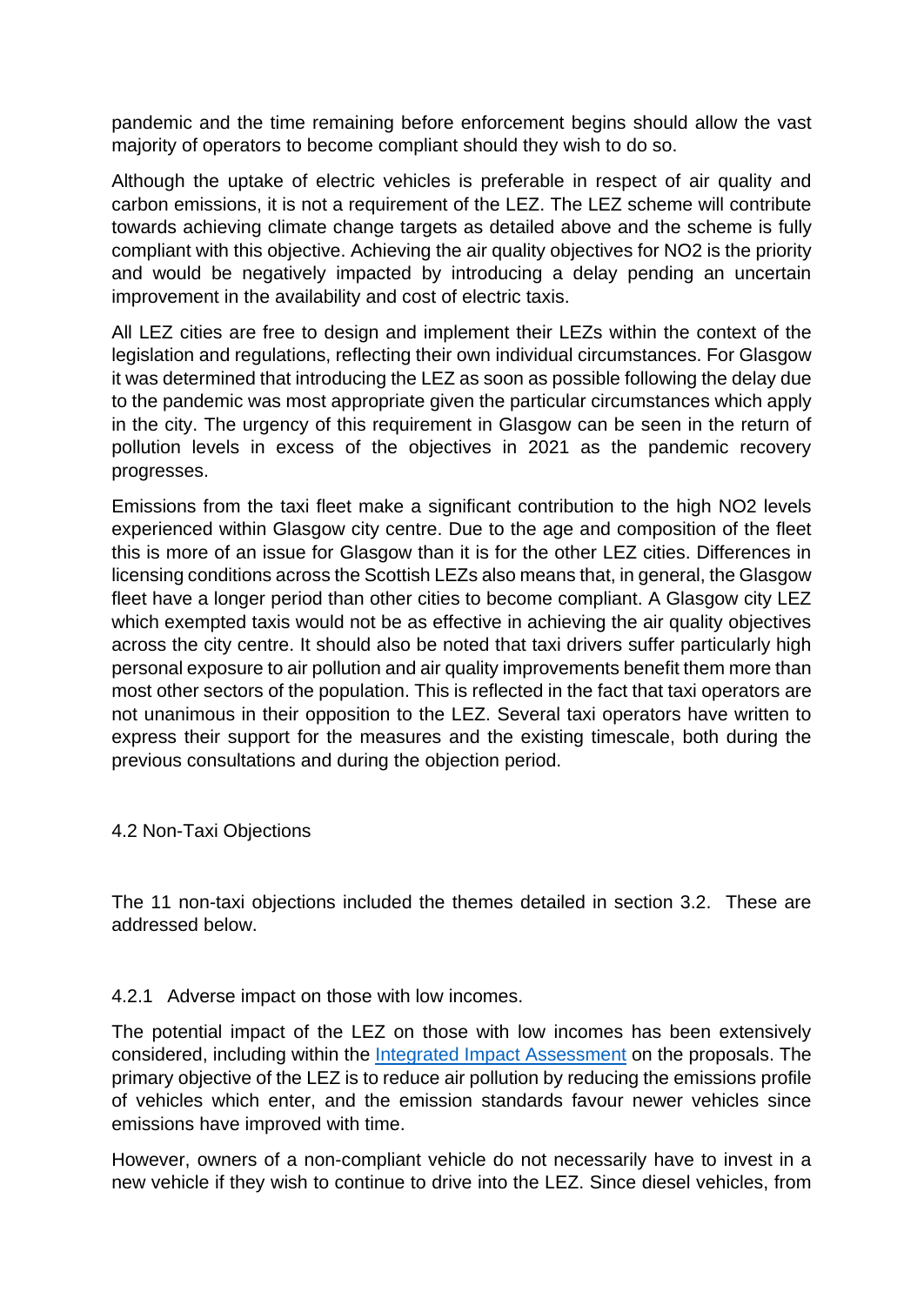pandemic and the time remaining before enforcement begins should allow the vast majority of operators to become compliant should they wish to do so.

Although the uptake of electric vehicles is preferable in respect of air quality and carbon emissions, it is not a requirement of the LEZ. The LEZ scheme will contribute towards achieving climate change targets as detailed above and the scheme is fully compliant with this objective. Achieving the air quality objectives for NO2 is the priority and would be negatively impacted by introducing a delay pending an uncertain improvement in the availability and cost of electric taxis.

All LEZ cities are free to design and implement their LEZs within the context of the legislation and regulations, reflecting their own individual circumstances. For Glasgow it was determined that introducing the LEZ as soon as possible following the delay due to the pandemic was most appropriate given the particular circumstances which apply in the city. The urgency of this requirement in Glasgow can be seen in the return of pollution levels in excess of the objectives in 2021 as the pandemic recovery progresses.

Emissions from the taxi fleet make a significant contribution to the high NO2 levels experienced within Glasgow city centre. Due to the age and composition of the fleet this is more of an issue for Glasgow than it is for the other LEZ cities. Differences in licensing conditions across the Scottish LEZs also means that, in general, the Glasgow fleet have a longer period than other cities to become compliant. A Glasgow city LEZ which exempted taxis would not be as effective in achieving the air quality objectives across the city centre. It should also be noted that taxi drivers suffer particularly high personal exposure to air pollution and air quality improvements benefit them more than most other sectors of the population. This is reflected in the fact that taxi operators are not unanimous in their opposition to the LEZ. Several taxi operators have written to express their support for the measures and the existing timescale, both during the previous consultations and during the objection period.

4.2 Non-Taxi Objections

The 11 non-taxi objections included the themes detailed in section 3.2. These are addressed below.

4.2.1 Adverse impact on those with low incomes.

The potential impact of the LEZ on those with low incomes has been extensively considered, including within the [Integrated Impact Assessment] on the proposals. The primary objective of the LEZ is to reduce air pollution by reducing the emissions profile of vehicles which enter, and the emission standards favour newer vehicles since emissions have improved with time.

However, owners of a non-compliant vehicle do not necessarily have to invest in a new vehicle if they wish to continue to drive into the LEZ. Since diesel vehicles, from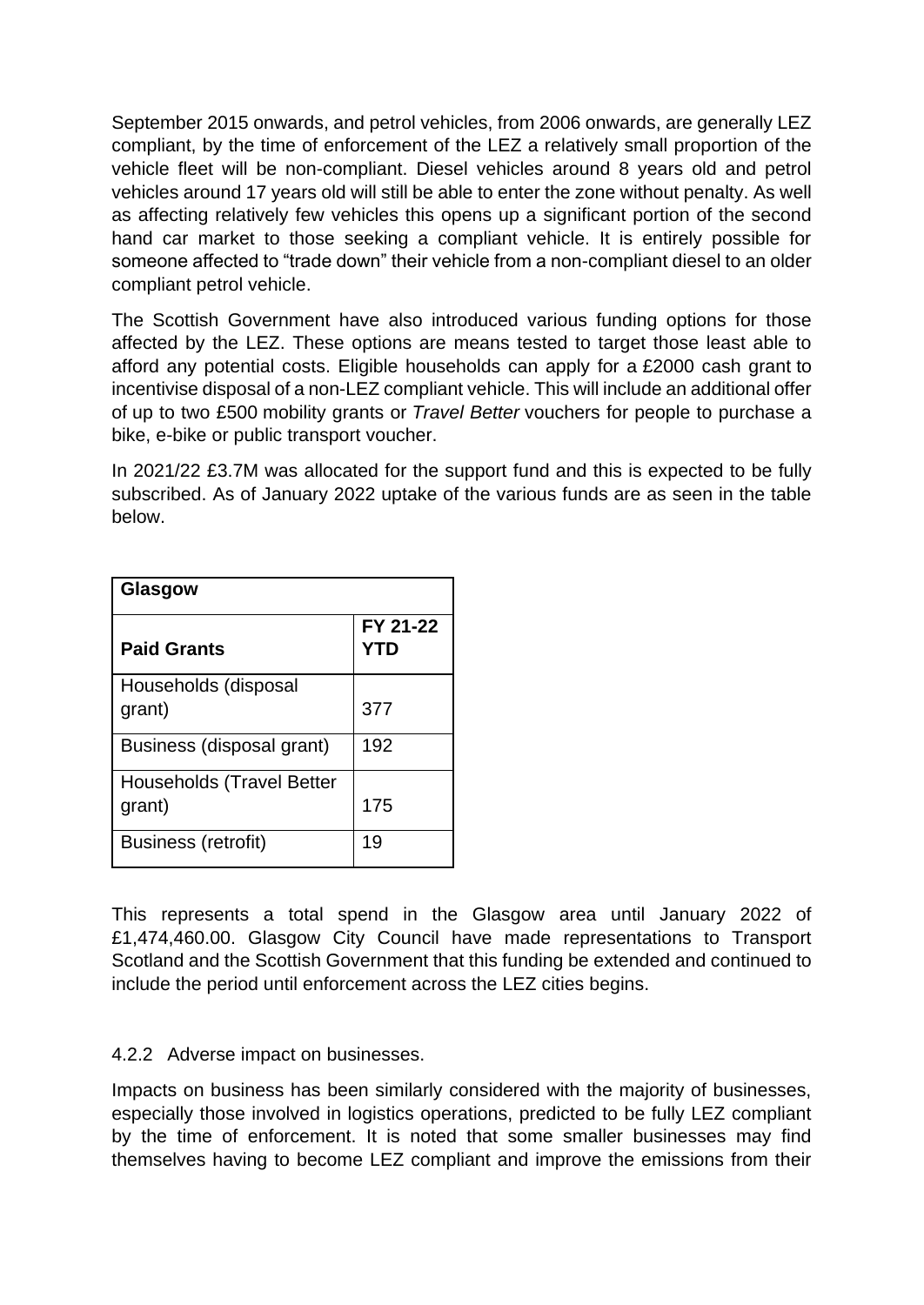September 2015 onwards, and petrol vehicles, from 2006 onwards, are generally LEZ compliant, by the time of enforcement of the LEZ a relatively small proportion of the vehicle fleet will be non-compliant. Diesel vehicles around 8 years old and petrol vehicles around 17 years old will still be able to enter the zone without penalty. As well as affecting relatively few vehicles this opens up a significant portion of the second hand car market to those seeking a compliant vehicle. It is entirely possible for someone affected to "trade down" their vehicle from a non-compliant diesel to an older compliant petrol vehicle.

The Scottish Government have also introduced various funding options for those affected by the LEZ. These options are means tested to target those least able to afford any potential costs. Eligible households can apply for a £2000 cash grant to incentivise disposal of a non-LEZ compliant vehicle. This will include an additional offer of up to two £500 mobility grants or *Travel Better* vouchers for people to purchase a bike, e-bike or public transport voucher.

In 2021/22 £3.7M was allocated for the support fund and this is expected to be fully subscribed. As of January 2022 uptake of the various funds are as seen in the table below.

| **Glasgow** | |
|---|---|
| **Paid Grants** | **FY 21-22 YTD** |
| Households (disposal grant) | 377 |
| Business (disposal grant) | 192 |
| Households (Travel Better grant) | 175 |
| Business (retrofit) | 19 |

This represents a total spend in the Glasgow area until January 2022 of £1,474,460.00. Glasgow City Council have made representations to Transport Scotland and the Scottish Government that this funding be extended and continued to include the period until enforcement across the LEZ cities begins.

4.2.2 Adverse impact on businesses.

Impacts on business has been similarly considered with the majority of businesses, especially those involved in logistics operations, predicted to be fully LEZ compliant by the time of enforcement. It is noted that some smaller businesses may find themselves having to become LEZ compliant and improve the emissions from their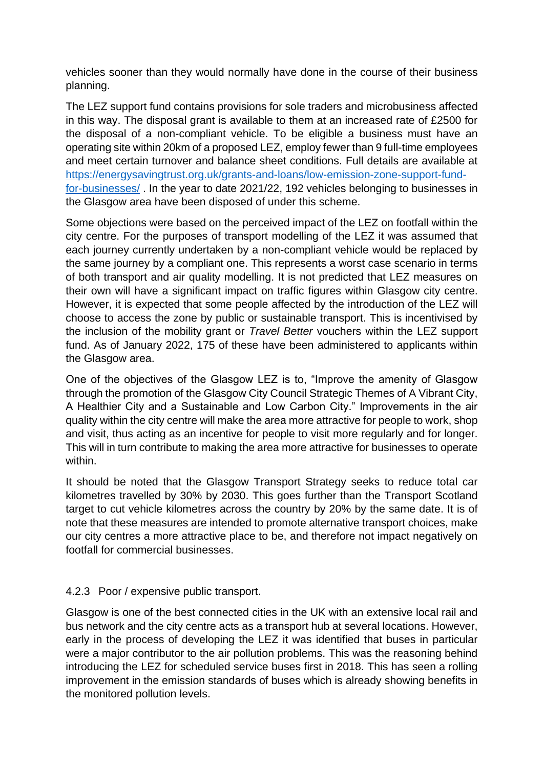vehicles sooner than they would normally have done in the course of their business planning.

The LEZ support fund contains provisions for sole traders and microbusiness affected in this way. The disposal grant is available to them at an increased rate of £2500 for the disposal of a non-compliant vehicle. To be eligible a business must have an operating site within 20km of a proposed LEZ, employ fewer than 9 full-time employees and meet certain turnover and balance sheet conditions. Full details are available at [https://energysavingtrust.org.uk/grants-and-loans/low-emission-zone-support-fund-for-businesses/](https://energysavingtrust.org.uk/grants-and-loans/low-emission-zone-support-fund-for-businesses/) . In the year to date 2021/22, 192 vehicles belonging to businesses in the Glasgow area have been disposed of under this scheme.

Some objections were based on the perceived impact of the LEZ on footfall within the city centre. For the purposes of transport modelling of the LEZ it was assumed that each journey currently undertaken by a non-compliant vehicle would be replaced by the same journey by a compliant one. This represents a worst case scenario in terms of both transport and air quality modelling. It is not predicted that LEZ measures on their own will have a significant impact on traffic figures within Glasgow city centre. However, it is expected that some people affected by the introduction of the LEZ will choose to access the zone by public or sustainable transport. This is incentivised by the inclusion of the mobility grant or *Travel Better* vouchers within the LEZ support fund. As of January 2022, 175 of these have been administered to applicants within the Glasgow area.

One of the objectives of the Glasgow LEZ is to, "Improve the amenity of Glasgow through the promotion of the Glasgow City Council Strategic Themes of A Vibrant City, A Healthier City and a Sustainable and Low Carbon City." Improvements in the air quality within the city centre will make the area more attractive for people to work, shop and visit, thus acting as an incentive for people to visit more regularly and for longer. This will in turn contribute to making the area more attractive for businesses to operate within.

It should be noted that the Glasgow Transport Strategy seeks to reduce total car kilometres travelled by 30% by 2030. This goes further than the Transport Scotland target to cut vehicle kilometres across the country by 20% by the same date. It is of note that these measures are intended to promote alternative transport choices, make our city centres a more attractive place to be, and therefore not impact negatively on footfall for commercial businesses.

#### 4.2.3 Poor / expensive public transport.

Glasgow is one of the best connected cities in the UK with an extensive local rail and bus network and the city centre acts as a transport hub at several locations. However, early in the process of developing the LEZ it was identified that buses in particular were a major contributor to the air pollution problems. This was the reasoning behind introducing the LEZ for scheduled service buses first in 2018. This has seen a rolling improvement in the emission standards of buses which is already showing benefits in the monitored pollution levels.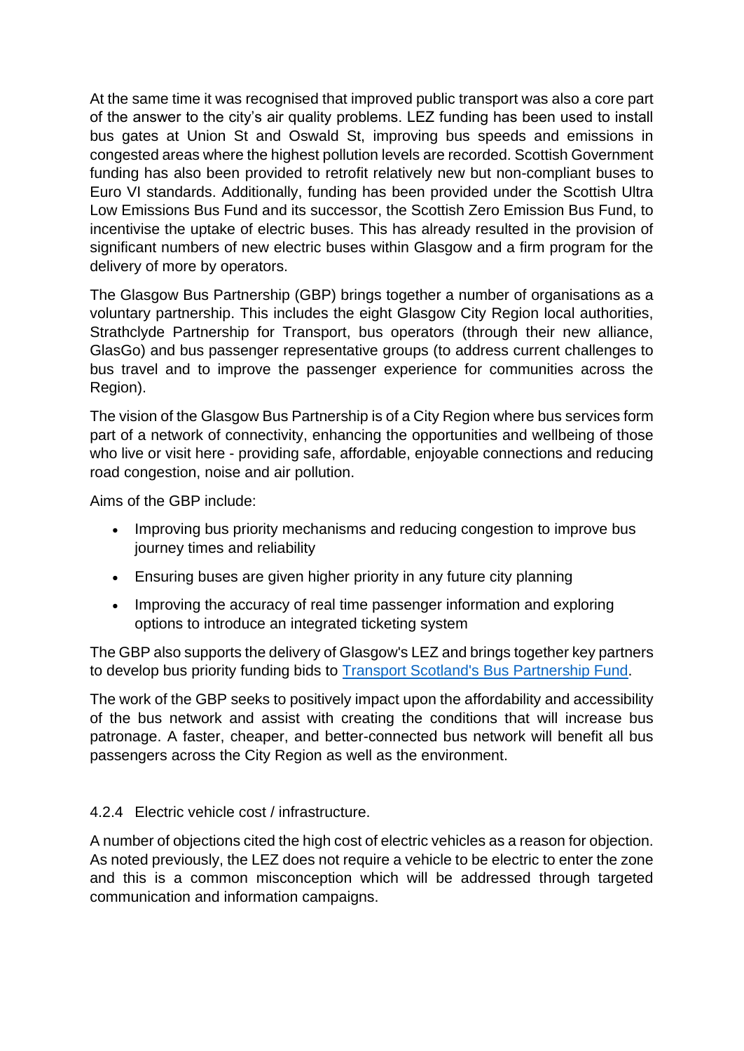At the same time it was recognised that improved public transport was also a core part of the answer to the city's air quality problems. LEZ funding has been used to install bus gates at Union St and Oswald St, improving bus speeds and emissions in congested areas where the highest pollution levels are recorded. Scottish Government funding has also been provided to retrofit relatively new but non-compliant buses to Euro VI standards. Additionally, funding has been provided under the Scottish Ultra Low Emissions Bus Fund and its successor, the Scottish Zero Emission Bus Fund, to incentivise the uptake of electric buses. This has already resulted in the provision of significant numbers of new electric buses within Glasgow and a firm program for the delivery of more by operators.

The Glasgow Bus Partnership (GBP) brings together a number of organisations as a voluntary partnership. This includes the eight Glasgow City Region local authorities, Strathclyde Partnership for Transport, bus operators (through their new alliance, GlasGo) and bus passenger representative groups (to address current challenges to bus travel and to improve the passenger experience for communities across the Region).

The vision of the Glasgow Bus Partnership is of a City Region where bus services form part of a network of connectivity, enhancing the opportunities and wellbeing of those who live or visit here - providing safe, affordable, enjoyable connections and reducing road congestion, noise and air pollution.

Aims of the GBP include:

- Improving bus priority mechanisms and reducing congestion to improve bus journey times and reliability
- Ensuring buses are given higher priority in any future city planning
- Improving the accuracy of real time passenger information and exploring options to introduce an integrated ticketing system

The GBP also supports the delivery of Glasgow's LEZ and brings together key partners to develop bus priority funding bids to [Transport Scotland's Bus Partnership Fund](#).

The work of the GBP seeks to positively impact upon the affordability and accessibility of the bus network and assist with creating the conditions that will increase bus patronage. A faster, cheaper, and better-connected bus network will benefit all bus passengers across the City Region as well as the environment.

#### 4.2.4 Electric vehicle cost / infrastructure.

A number of objections cited the high cost of electric vehicles as a reason for objection. As noted previously, the LEZ does not require a vehicle to be electric to enter the zone and this is a common misconception which will be addressed through targeted communication and information campaigns.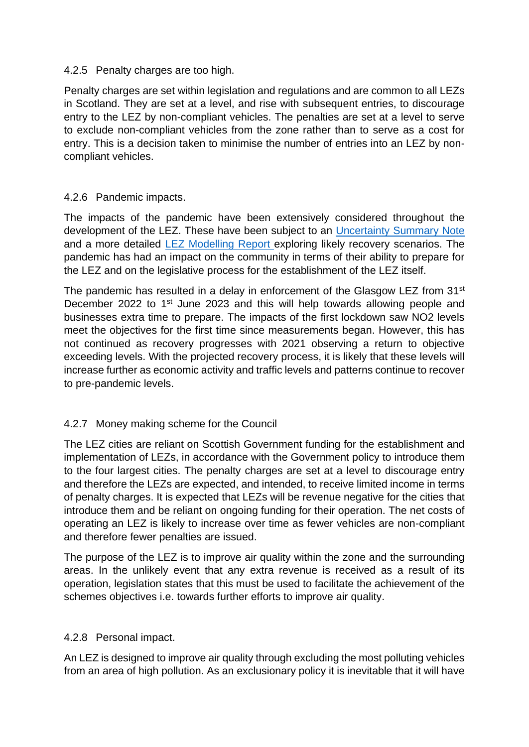#### 4.2.5 Penalty charges are too high.

Penalty charges are set within legislation and regulations and are common to all LEZs in Scotland. They are set at a level, and rise with subsequent entries, to discourage entry to the LEZ by non-compliant vehicles. The penalties are set at a level to serve to exclude non-compliant vehicles from the zone rather than to serve as a cost for entry. This is a decision taken to minimise the number of entries into an LEZ by non-compliant vehicles.

#### 4.2.6 Pandemic impacts.

The impacts of the pandemic have been extensively considered throughout the development of the LEZ. These have been subject to an [Uncertainty Summary Note]() and a more detailed [LEZ Modelling Report]() exploring likely recovery scenarios. The pandemic has had an impact on the community in terms of their ability to prepare for the LEZ and on the legislative process for the establishment of the LEZ itself.

The pandemic has resulted in a delay in enforcement of the Glasgow LEZ from 31st December 2022 to 1st June 2023 and this will help towards allowing people and businesses extra time to prepare. The impacts of the first lockdown saw $NO_2$ levels meet the objectives for the first time since measurements began. However, this has not continued as recovery progresses with 2021 observing a return to objective exceeding levels. With the projected recovery process, it is likely that these levels will increase further as economic activity and traffic levels and patterns continue to recover to pre-pandemic levels.

#### 4.2.7 Money making scheme for the Council

The LEZ cities are reliant on Scottish Government funding for the establishment and implementation of LEZs, in accordance with the Government policy to introduce them to the four largest cities. The penalty charges are set at a level to discourage entry and therefore the LEZs are expected, and intended, to receive limited income in terms of penalty charges. It is expected that LEZs will be revenue negative for the cities that introduce them and be reliant on ongoing funding for their operation. The net costs of operating an LEZ is likely to increase over time as fewer vehicles are non-compliant and therefore fewer penalties are issued.

The purpose of the LEZ is to improve air quality within the zone and the surrounding areas. In the unlikely event that any extra revenue is received as a result of its operation, legislation states that this must be used to facilitate the achievement of the schemes objectives i.e. towards further efforts to improve air quality.

#### 4.2.8 Personal impact.

An LEZ is designed to improve air quality through excluding the most polluting vehicles from an area of high pollution. As an exclusionary policy it is inevitable that it will have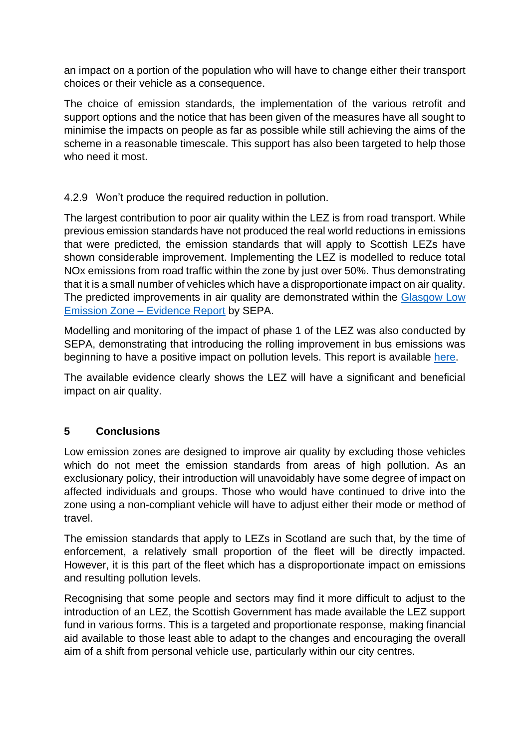an impact on a portion of the population who will have to change either their transport choices or their vehicle as a consequence.

The choice of emission standards, the implementation of the various retrofit and support options and the notice that has been given of the measures have all sought to minimise the impacts on people as far as possible while still achieving the aims of the scheme in a reasonable timescale. This support has also been targeted to help those who need it most.

4.2.9 Won't produce the required reduction in pollution.

The largest contribution to poor air quality within the LEZ is from road transport. While previous emission standards have not produced the real world reductions in emissions that were predicted, the emission standards that will apply to Scottish LEZs have shown considerable improvement. Implementing the LEZ is modelled to reduce total NOx emissions from road traffic within the zone by just over 50%. Thus demonstrating that it is a small number of vehicles which have a disproportionate impact on air quality. The predicted improvements in air quality are demonstrated within the Glasgow Low Emission Zone – Evidence Report by SEPA.

Modelling and monitoring of the impact of phase 1 of the LEZ was also conducted by SEPA, demonstrating that introducing the rolling improvement in bus emissions was beginning to have a positive impact on pollution levels. This report is available here.

The available evidence clearly shows the LEZ will have a significant and beneficial impact on air quality.

## 5 Conclusions

Low emission zones are designed to improve air quality by excluding those vehicles which do not meet the emission standards from areas of high pollution. As an exclusionary policy, their introduction will unavoidably have some degree of impact on affected individuals and groups. Those who would have continued to drive into the zone using a non-compliant vehicle will have to adjust either their mode or method of travel.

The emission standards that apply to LEZs in Scotland are such that, by the time of enforcement, a relatively small proportion of the fleet will be directly impacted. However, it is this part of the fleet which has a disproportionate impact on emissions and resulting pollution levels.

Recognising that some people and sectors may find it more difficult to adjust to the introduction of an LEZ, the Scottish Government has made available the LEZ support fund in various forms. This is a targeted and proportionate response, making financial aid available to those least able to adapt to the changes and encouraging the overall aim of a shift from personal vehicle use, particularly within our city centres.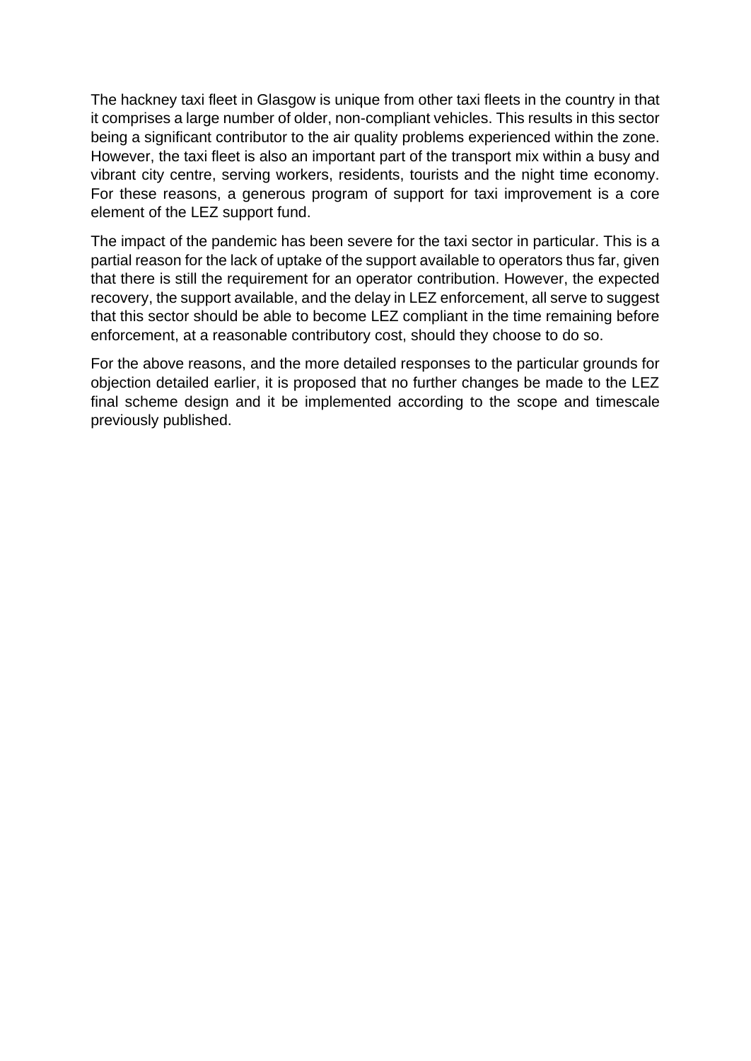The hackney taxi fleet in Glasgow is unique from other taxi fleets in the country in that it comprises a large number of older, non-compliant vehicles. This results in this sector being a significant contributor to the air quality problems experienced within the zone. However, the taxi fleet is also an important part of the transport mix within a busy and vibrant city centre, serving workers, residents, tourists and the night time economy. For these reasons, a generous program of support for taxi improvement is a core element of the LEZ support fund.

The impact of the pandemic has been severe for the taxi sector in particular. This is a partial reason for the lack of uptake of the support available to operators thus far, given that there is still the requirement for an operator contribution. However, the expected recovery, the support available, and the delay in LEZ enforcement, all serve to suggest that this sector should be able to become LEZ compliant in the time remaining before enforcement, at a reasonable contributory cost, should they choose to do so.

For the above reasons, and the more detailed responses to the particular grounds for objection detailed earlier, it is proposed that no further changes be made to the LEZ final scheme design and it be implemented according to the scope and timescale previously published.